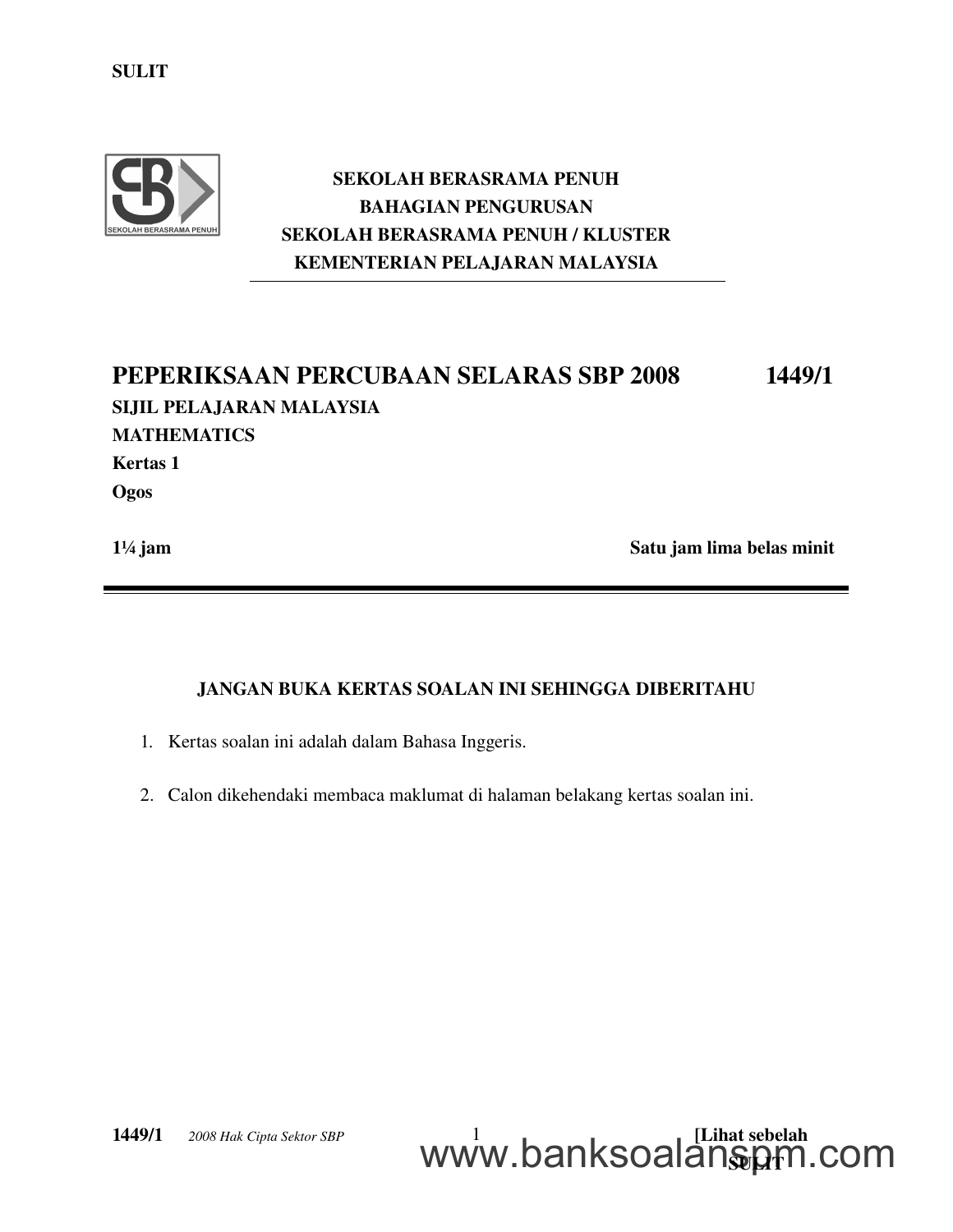SULIT

**SEKOLAH BERASRAMA PENUH**
**BAHAGIAN PENGURUSAN**
**SEKOLAH BERASRAMA PENUH / KLUSTER**
**KEMENTERIAN PELAJARAN MALAYSIA**

# PEPERIKSAAN PERCUBAAN SELARAS SBP 2008 — 1449/1

**SIJIL PELAJARAN MALAYSIA**
**MATHEMATICS**
**Kertas 1**
**Ogos**

**1¼ jam** — **Satu jam lima belas minit**

---

**JANGAN BUKA KERTAS SOALAN INI SEHINGGA DIBERITAHU**

1. Kertas soalan ini adalah dalam Bahasa Inggeris.
2. Calon dikehendaki membaca maklumat di halaman belakang kertas soalan ini.

**1449/1** *2008 Hak Cipta Sektor SBP* **[Lihat sebelah**
**SULIT**

www.banksoalanspm.com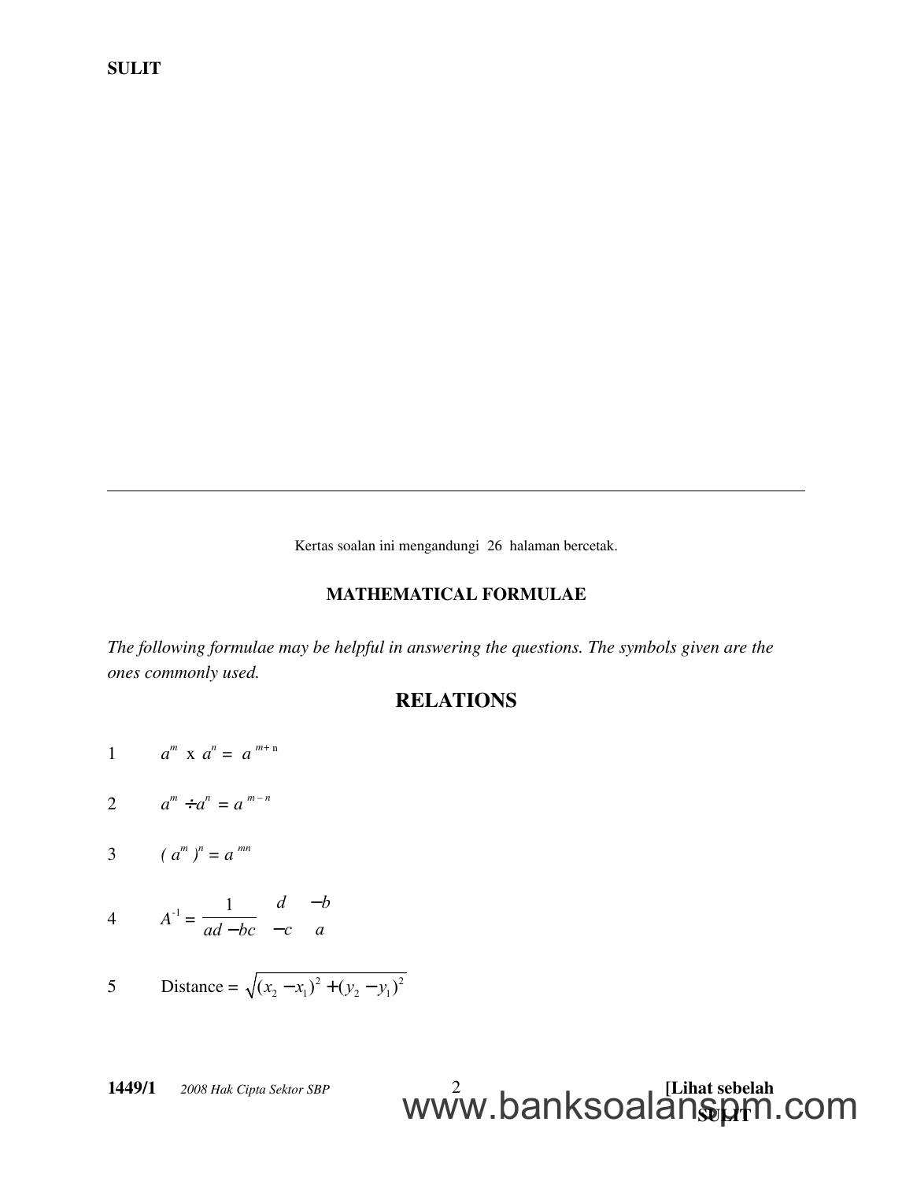Kertas soalan ini mengandungi 26 halaman bercetak.

## MATHEMATICAL FORMULAE

*The following formulae may be helpful in answering the questions. The symbols given are the ones commonly used.*

## RELATIONS

1. $a^m \times a^n = a^{m+n}$

2. $a^m \div a^n = a^{m-n}$

3. $(a^m)^n = a^{mn}$

4. $A^{-1} = \dfrac{1}{ad - bc}\begin{pmatrix} d & -b \\ -c & a \end{pmatrix}$

5. Distance = $\sqrt{(x_2 - x_1)^2 + (y_2 - y_1)^2}$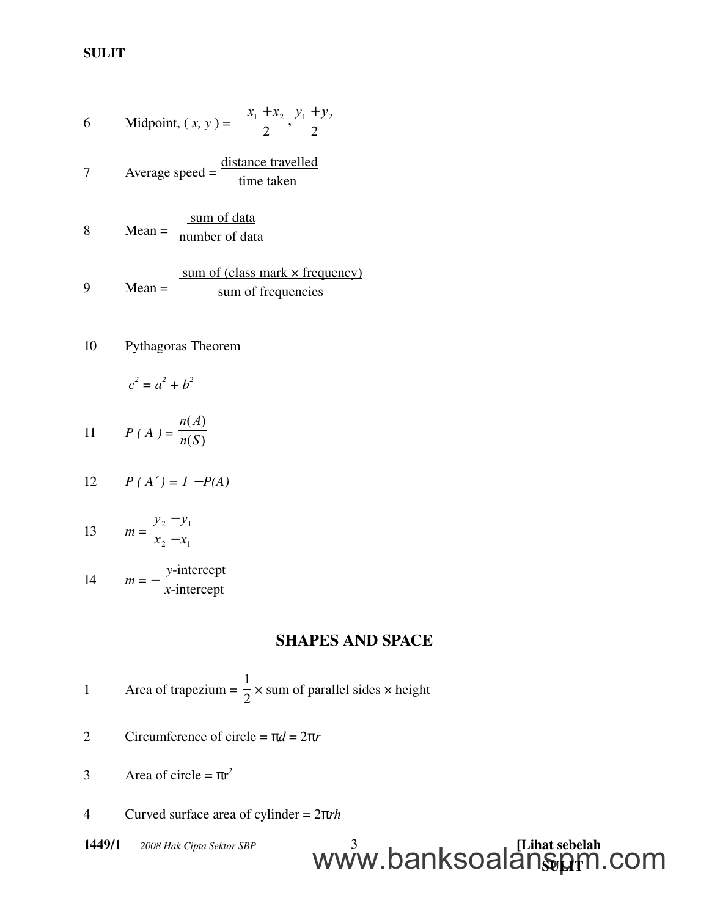6 Midpoint, $(x, y) = \left( \dfrac{x_1 + x_2}{2}, \dfrac{y_1 + y_2}{2} \right)$

7 Average speed = $\dfrac{\text{distance travelled}}{\text{time taken}}$

8 Mean = $\dfrac{\text{sum of data}}{\text{number of data}}$

9 Mean = $\dfrac{\text{sum of (class mark} \times \text{frequency)}}{\text{sum of frequencies}}$

10 Pythagoras Theorem

$c^2 = a^2 + b^2$

11 $P(A) = \dfrac{n(A)}{n(S)}$

12 $P(A') = 1 - P(A)$

13 $m = \dfrac{y_2 - y_1}{x_2 - x_1}$

14 $m = -\dfrac{y\text{-intercept}}{x\text{-intercept}}$

## SHAPES AND SPACE

1 Area of trapezium = $\dfrac{1}{2} \times$ sum of parallel sides $\times$ height

2 Circumference of circle = $\pi d = 2\pi r$

3 Area of circle = $\pi r^2$

4 Curved surface area of cylinder = $2\pi rh$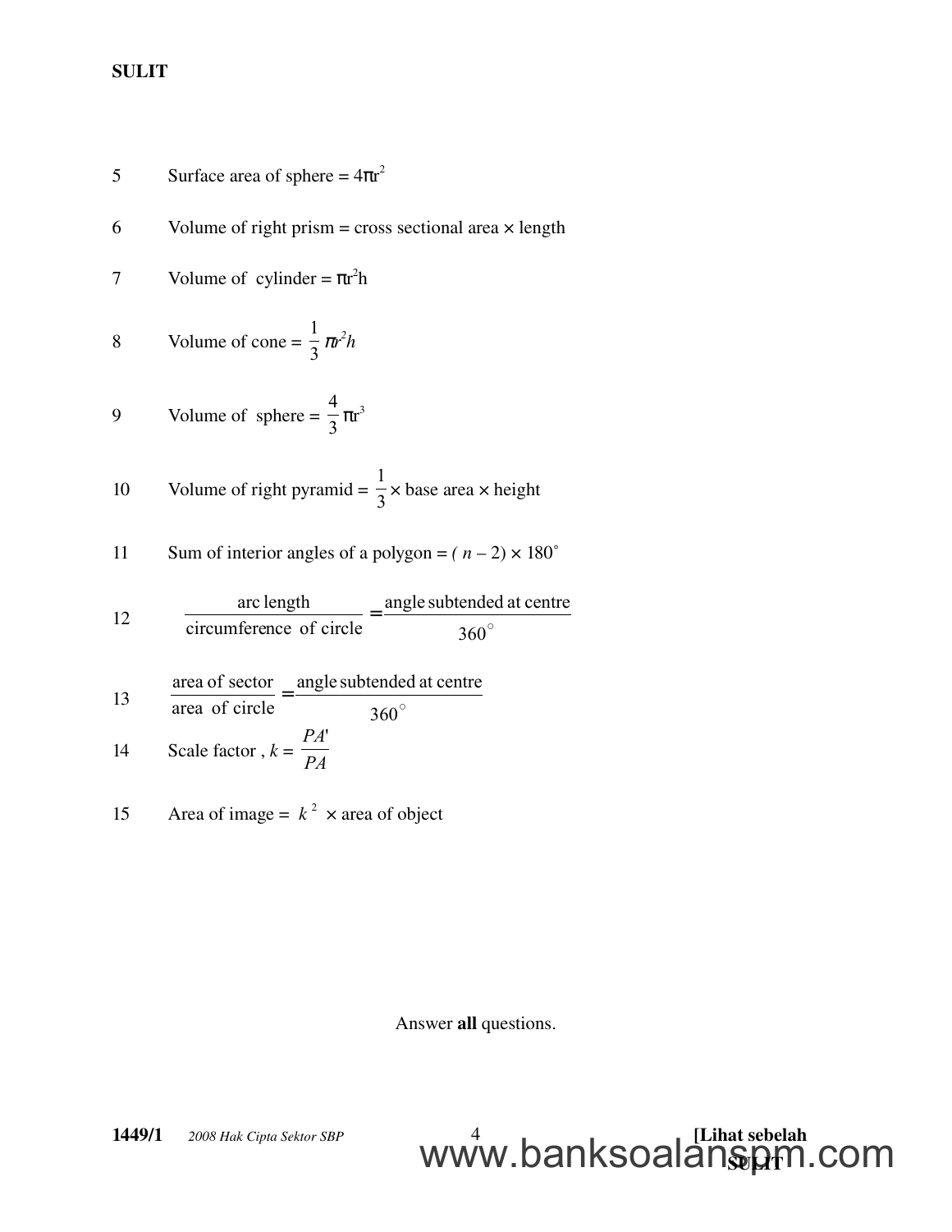5 Surface area of sphere = $4\pi r^2$

6 Volume of right prism = cross sectional area × length

7 Volume of cylinder = $\pi r^2 h$

8 Volume of cone = $\frac{1}{3}\pi r^2 h$

9 Volume of sphere = $\frac{4}{3}\pi r^3$

10 Volume of right pyramid = $\frac{1}{3}$ × base area × height

11 Sum of interior angles of a polygon = $(n - 2) \times 180^\circ$

12 $$\frac{\text{arc length}}{\text{circumference of circle}} = \frac{\text{angle subtended at centre}}{360^\circ}$$

13 $$\frac{\text{area of sector}}{\text{area of circle}} = \frac{\text{angle subtended at centre}}{360^\circ}$$

14 Scale factor, $k = \frac{PA'}{PA}$

15 Area of image = $k^2$ × area of object

Answer **all** questions.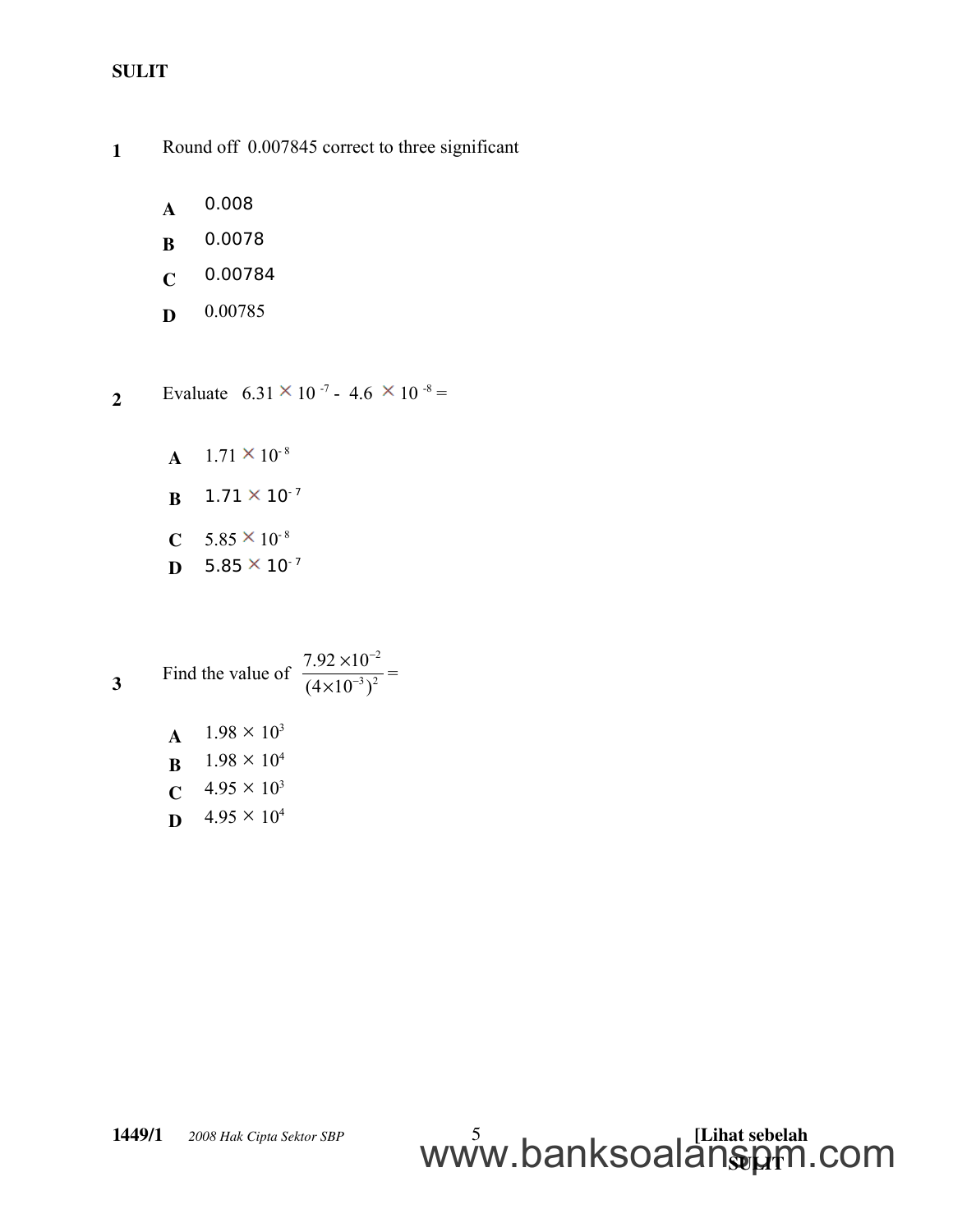1 Round off 0.007845 correct to three significant

- **A** 0.008
- **B** 0.0078
- **C** 0.00784
- **D** 0.00785

2 Evaluate $6.31 \times 10^{-7} - 4.6 \times 10^{-8} =$

- **A** $1.71 \times 10^{-8}$
- **B** $1.71 \times 10^{-7}$
- **C** $5.85 \times 10^{-8}$
- **D** $5.85 \times 10^{-7}$

3 Find the value of $\dfrac{7.92 \times 10^{-2}}{(4 \times 10^{-3})^2} =$

- **A** $1.98 \times 10^{3}$
- **B** $1.98 \times 10^{4}$
- **C** $4.95 \times 10^{3}$
- **D** $4.95 \times 10^{4}$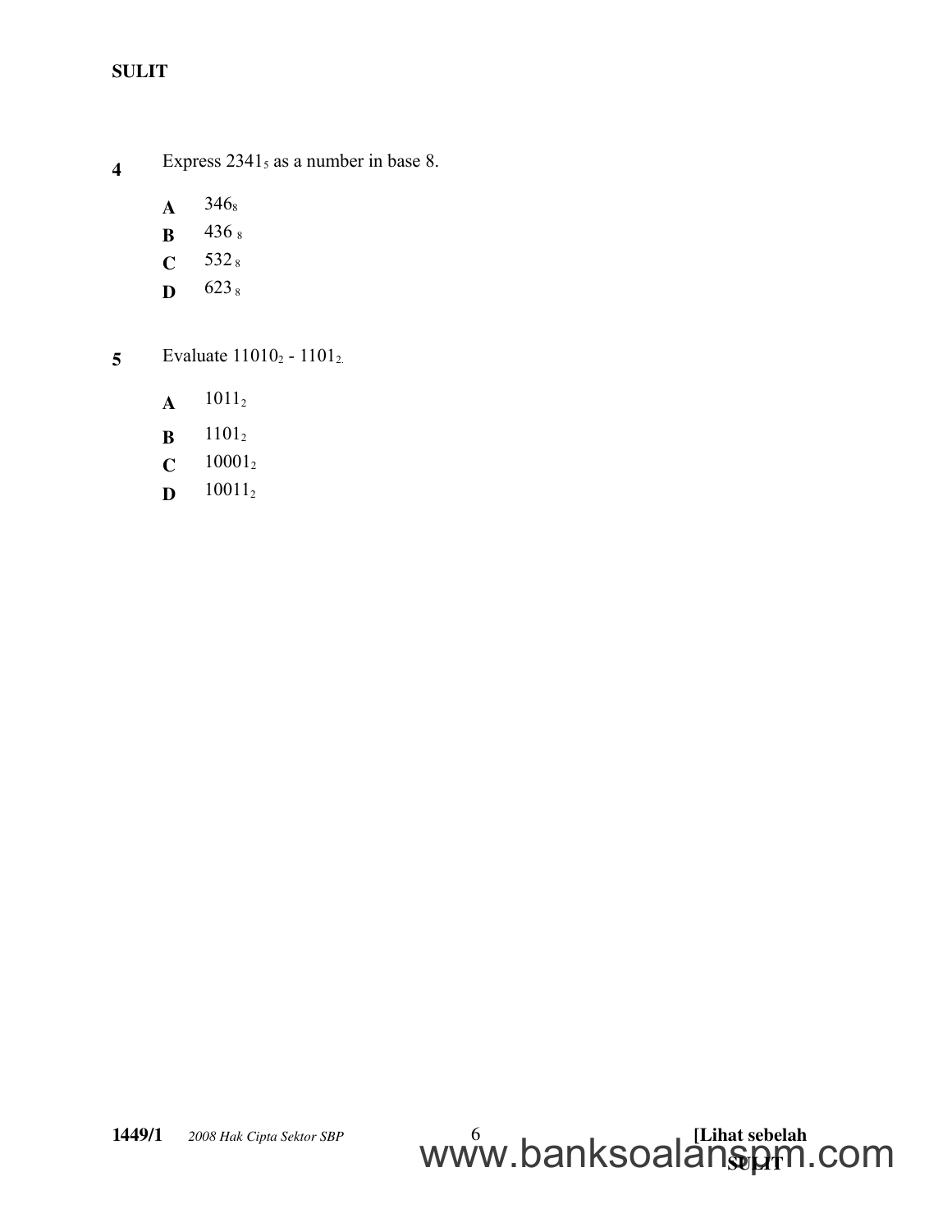**4** Express $2341_5$ as a number in base 8.

**A** $346_8$

**B** $436_8$

**C** $532_8$

**D** $623_8$

**5** Evaluate $11010_2 - 1101_2$.

**A** $1011_2$

**B** $1101_2$

**C** $10001_2$

**D** $10011_2$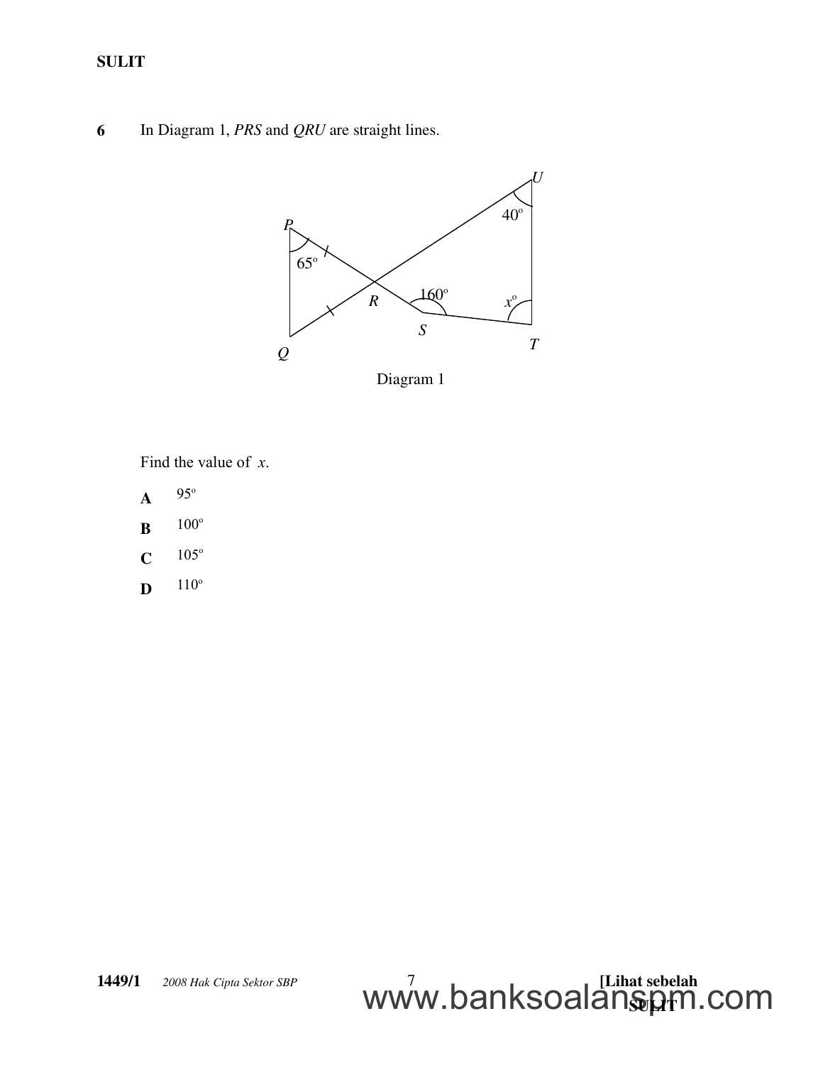**6** In Diagram 1, *PRS* and *QRU* are straight lines.

Diagram 1

Find the value of $x$.

**A** $95^\circ$

**B** $100^\circ$

**C** $105^\circ$

**D** $110^\circ$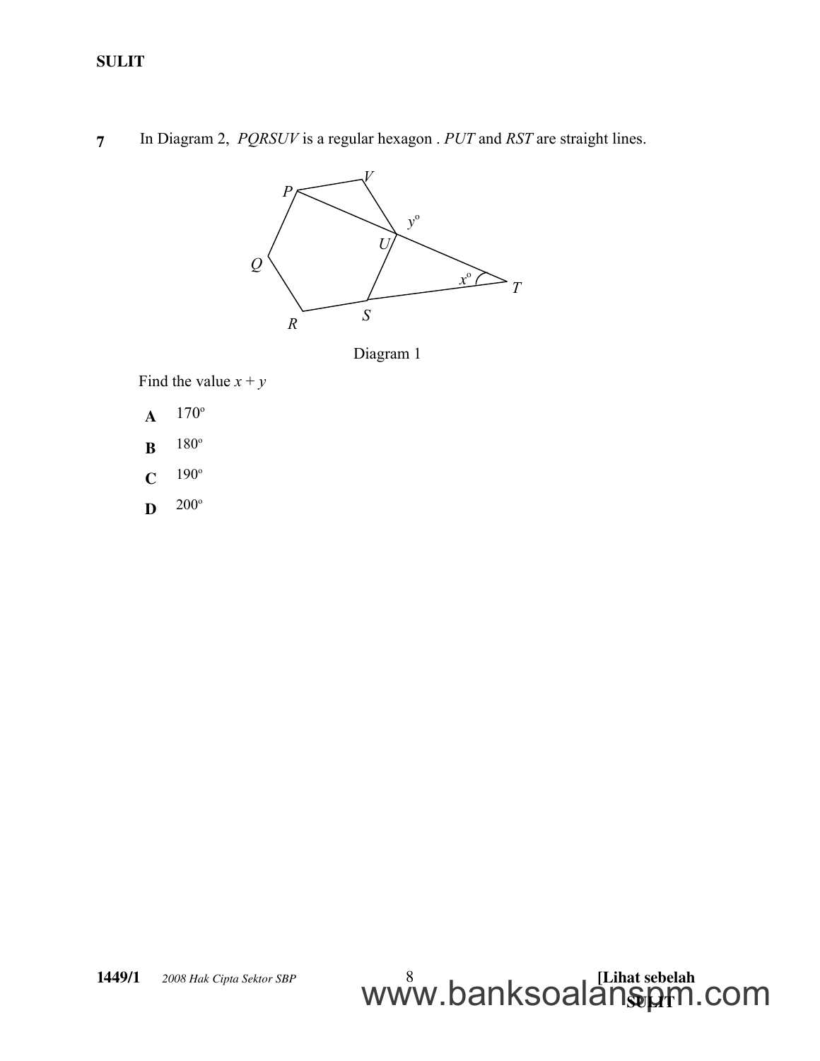**7** In Diagram 2, *PQRSUV* is a regular hexagon . *PUT* and *RST* are straight lines.

Diagram 1

Find the value $x + y$

**A** $170^{\circ}$

**B** $180^{\circ}$

**C** $190^{\circ}$

**D** $200^{\circ}$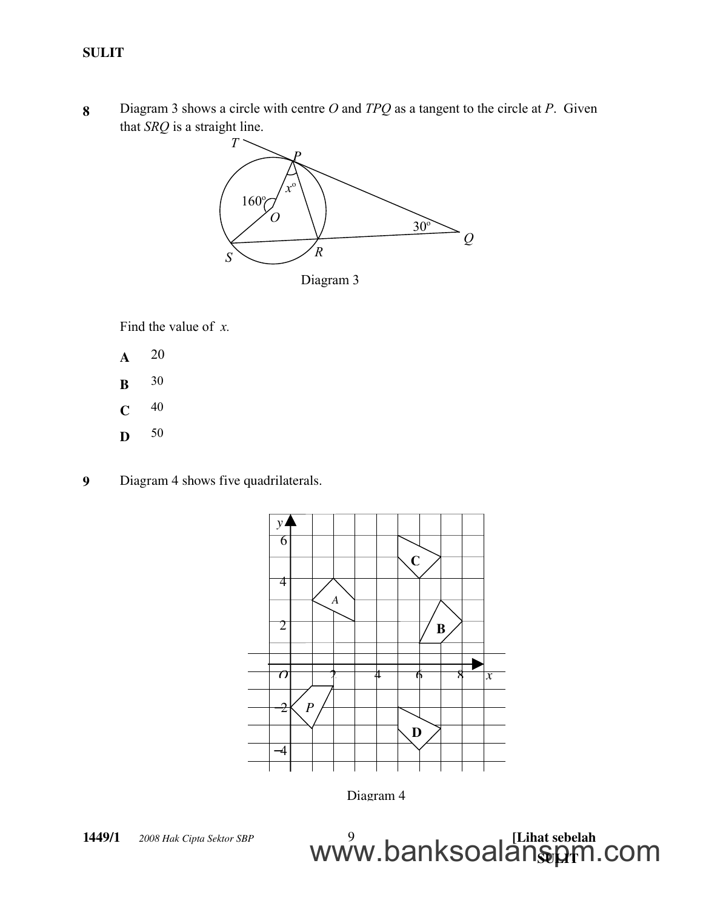**8** Diagram 3 shows a circle with centre $O$ and $TPQ$ as a tangent to the circle at $P$. Given that $SRQ$ is a straight line.

Diagram 3

Find the value of $x$.

**A** 20

**B** 30

**C** 40

**D** 50

**9** Diagram 4 shows five quadrilaterals.

Diagram 4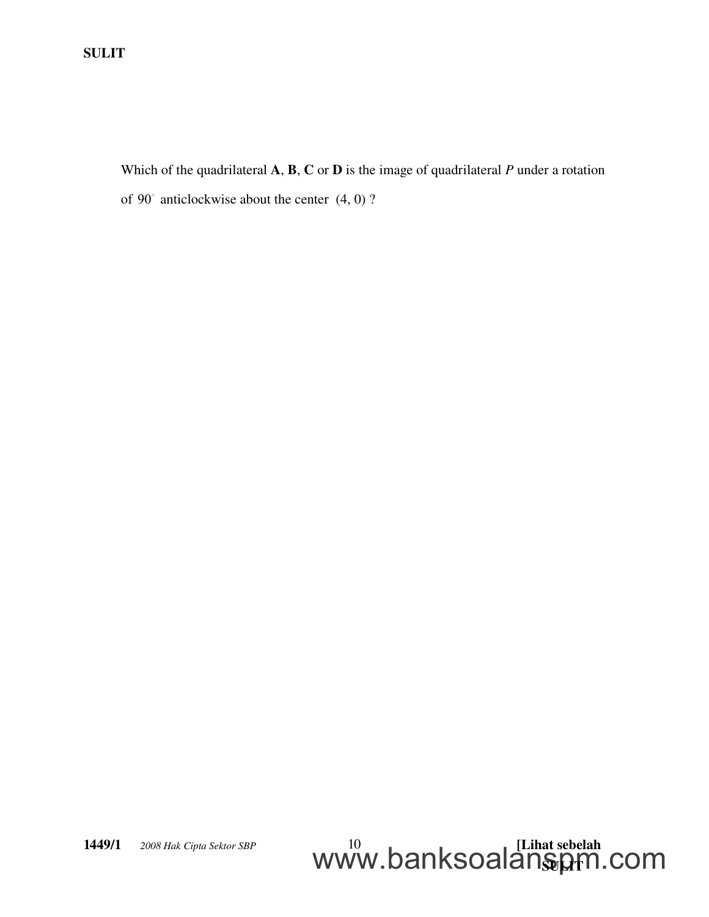Which of the quadrilateral **A**, **B**, **C** or **D** is the image of quadrilateral *P* under a rotation of $90^\circ$ anticlockwise about the center $(4, 0)$ ?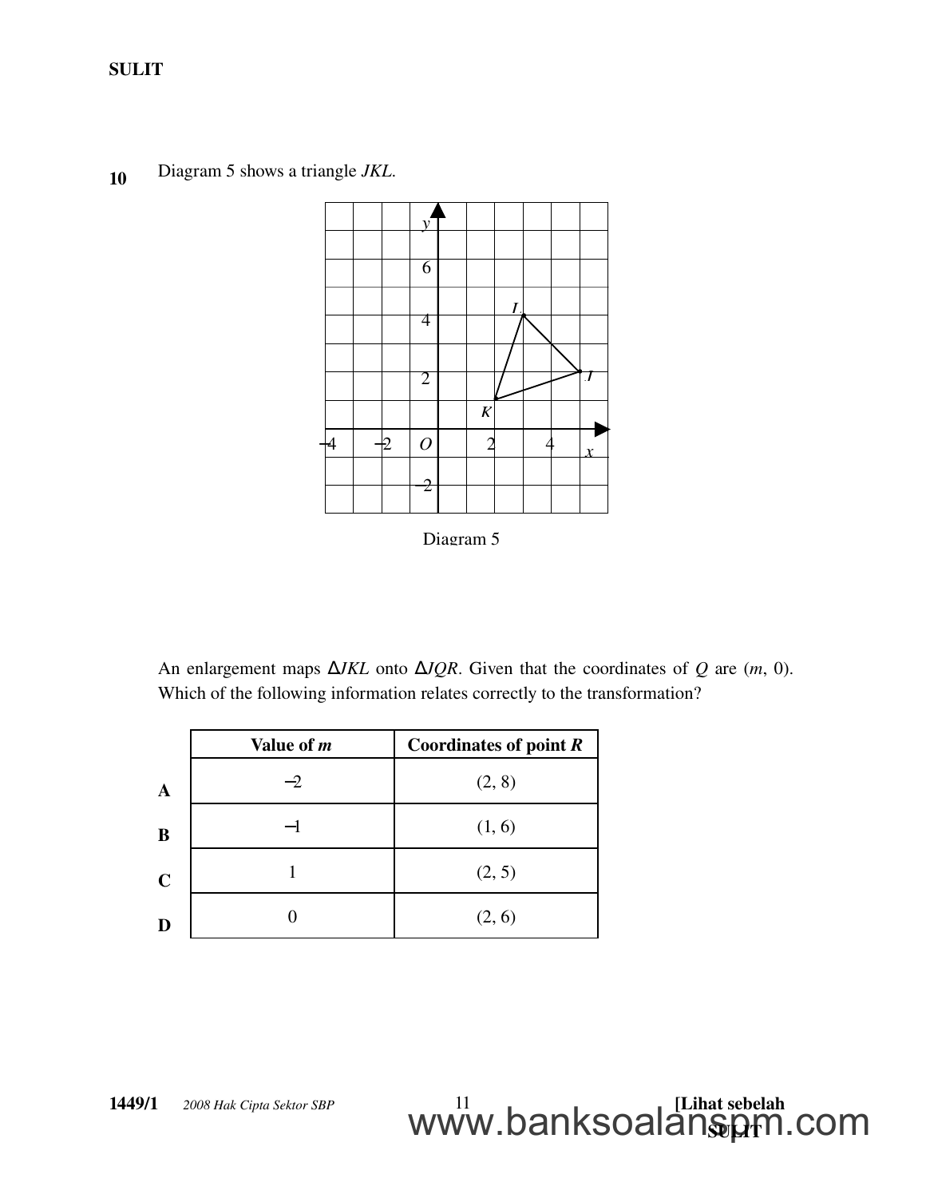**10** Diagram 5 shows a triangle *JKL*.

Diagram 5

An enlargement maps $\Delta JKL$ onto $\Delta JQR$. Given that the coordinates of $Q$ are $(m, 0)$. Which of the following information relates correctly to the transformation?

| | Value of $m$ | Coordinates of point $R$ |
|---|---|---|
| **A** | $-2$ | (2, 8) |
| **B** | $-1$ | (1, 6) |
| **C** | 1 | (2, 5) |
| **D** | 0 | (2, 6) |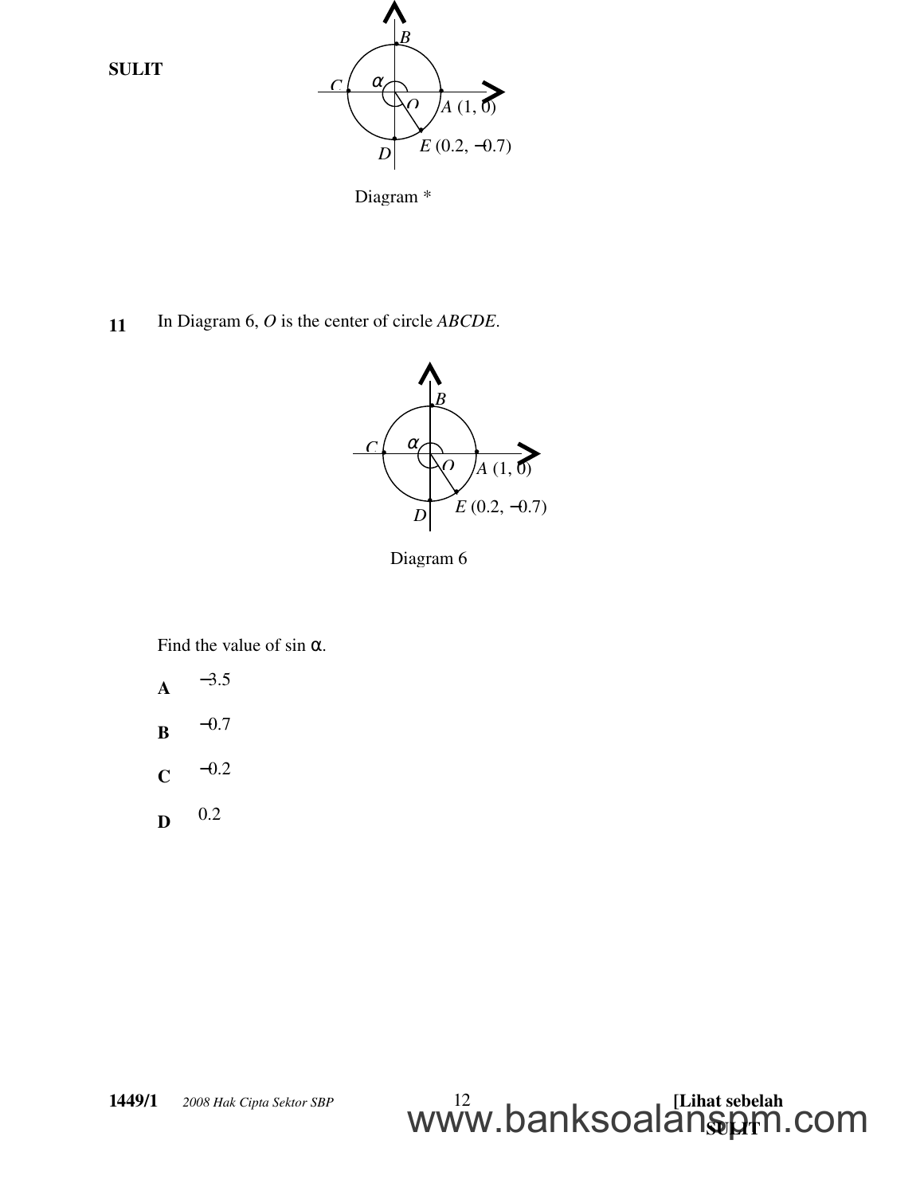Diagram *

**11** In Diagram 6, $O$ is the center of circle $ABCDE$.

Diagram 6

Find the value of $\sin \alpha$.

**A** $-3.5$

**B** $-0.7$

**C** $-0.2$

**D** $0.2$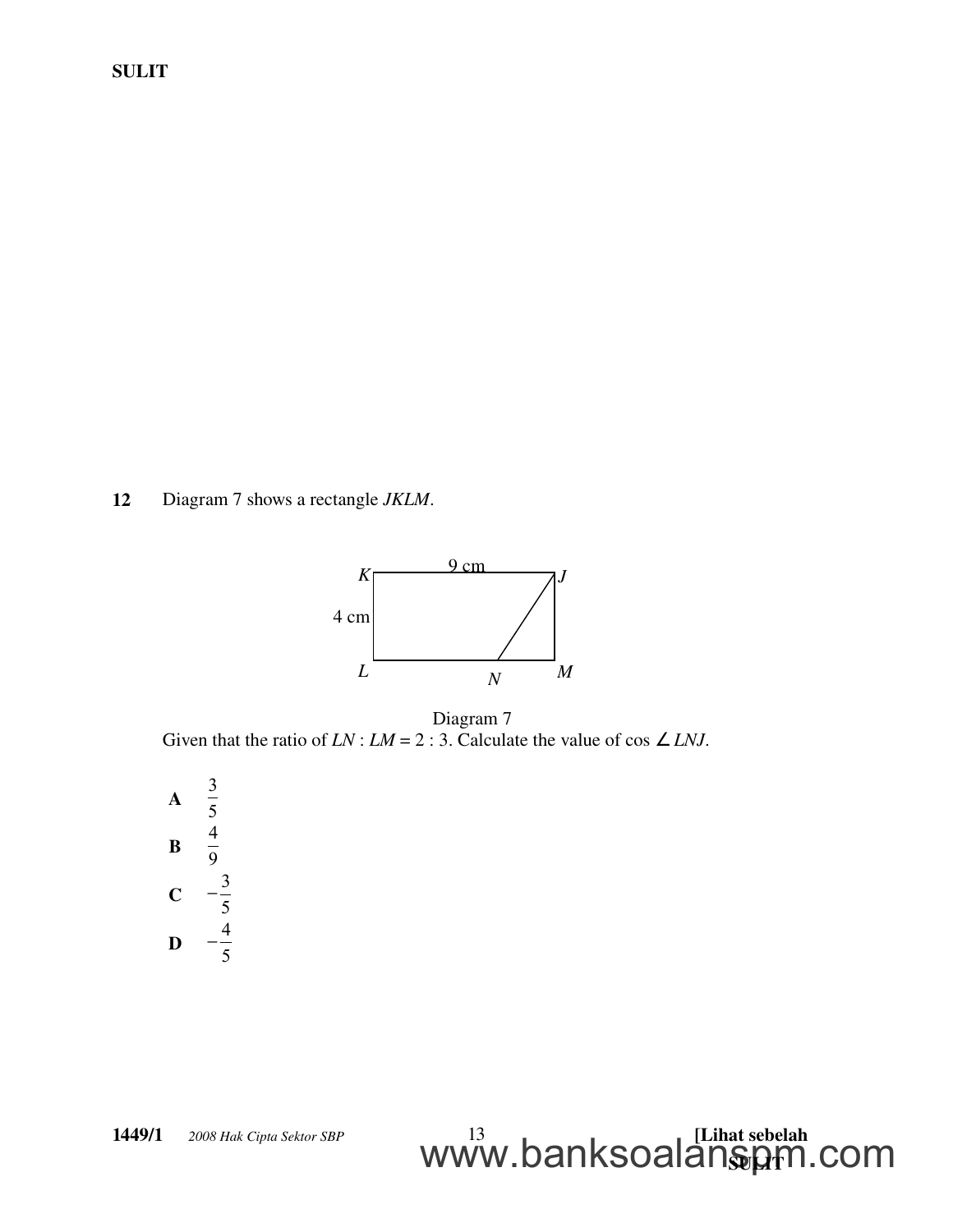**12** Diagram 7 shows a rectangle *JKLM*.

Diagram 7

Given that the ratio of $LN : LM = 2 : 3$. Calculate the value of $\cos \angle LNJ$.

**A** $\frac{3}{5}$

**B** $\frac{4}{9}$

**C** $-\frac{3}{5}$

**D** $-\frac{4}{5}$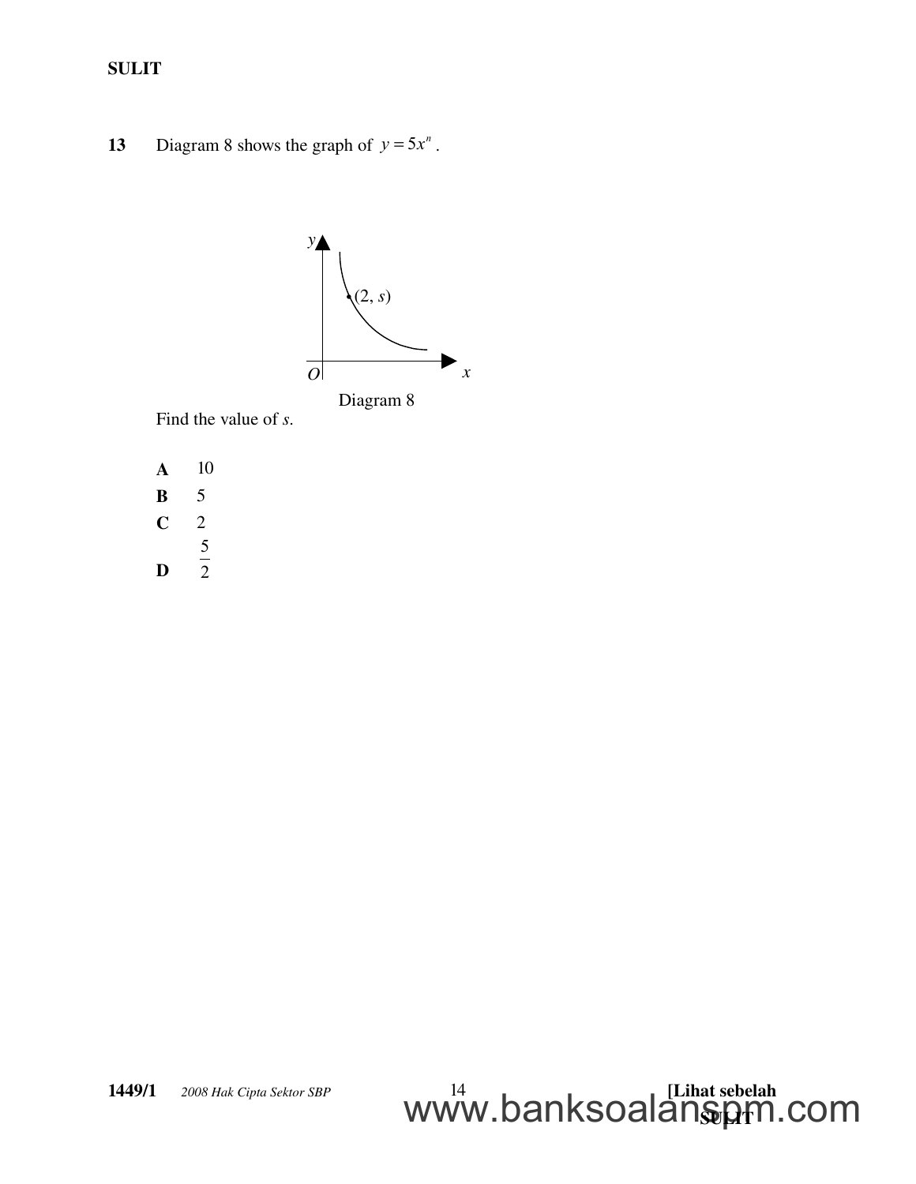**13** Diagram 8 shows the graph of $y = 5x^n$.

Diagram 8

Find the value of $s$.

**A** 10

**B** 5

**C** 2

**D** $\frac{5}{2}$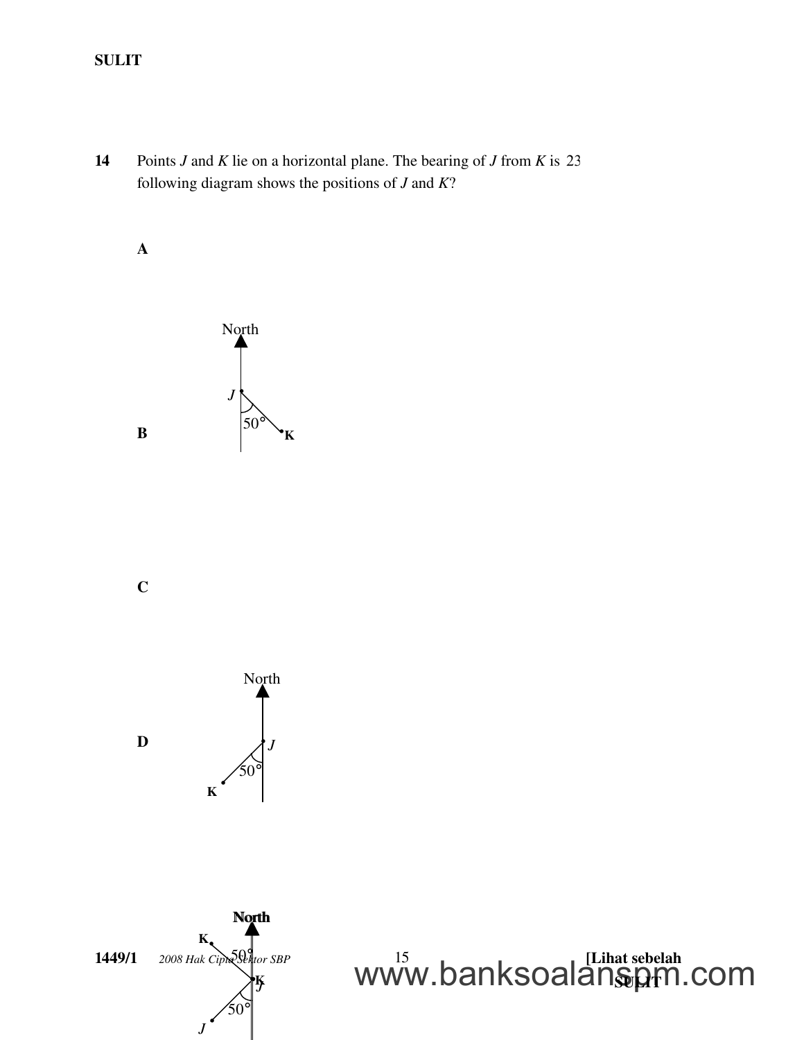**14** Points *J* and *K* lie on a horizontal plane. The bearing of *J* from *K* is 23
following diagram shows the positions of *J* and *K*?

**A**

North

*J*

50°

K

**B**

**C**

North

*J*

50°

K

**D**

North

K

50°

K

*J*

50°

*J*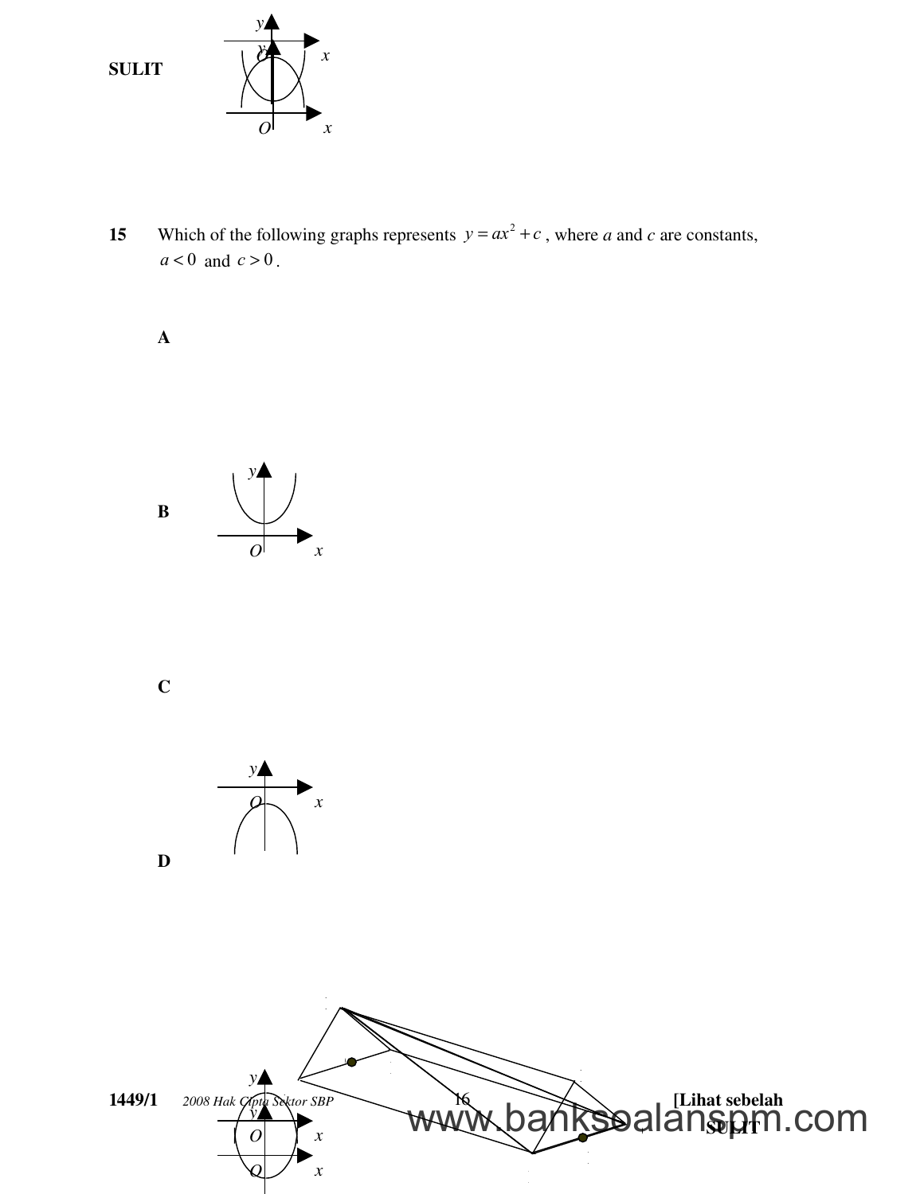**15** Which of the following graphs represents $y = ax^2 + c$, where $a$ and $c$ are constants, $a < 0$ and $c > 0$.

**A**

**B**

**C**

**D**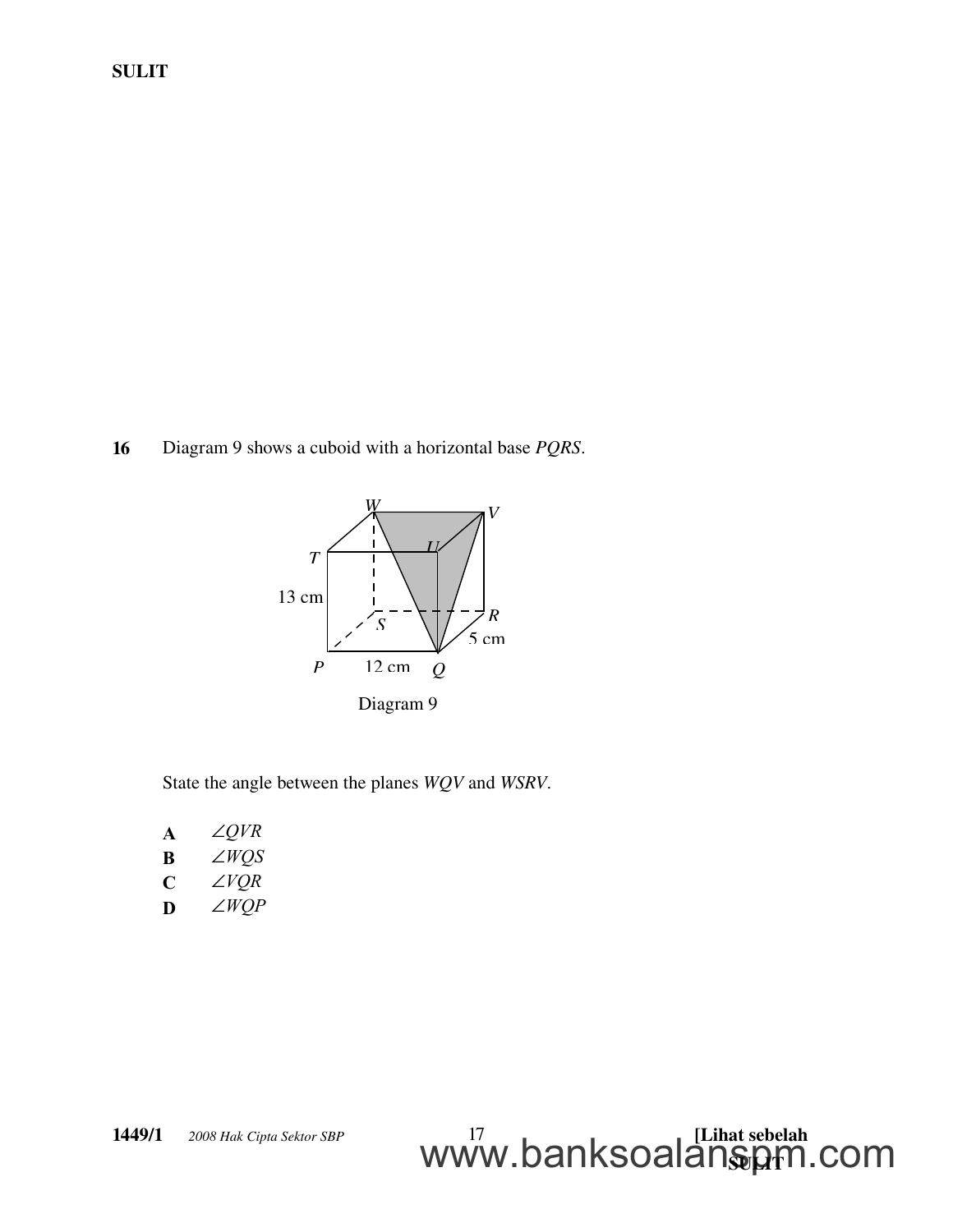**16** Diagram 9 shows a cuboid with a horizontal base *PQRS*.

Diagram 9

State the angle between the planes *WQV* and *WSRV*.

**A** $\angle QVR$

**B** $\angle WQS$

**C** $\angle VQR$

**D** $\angle WQP$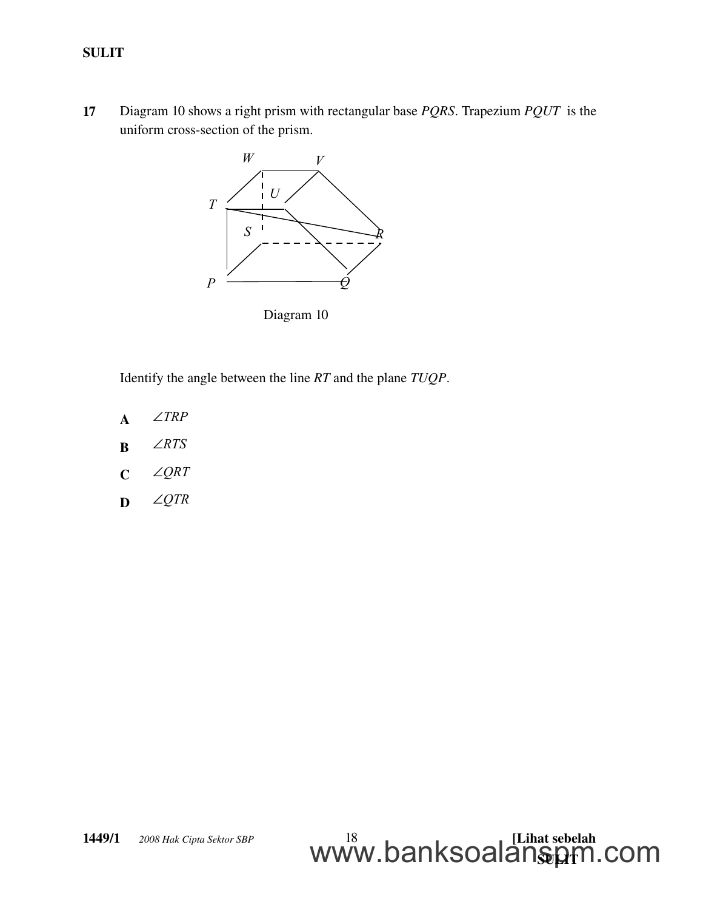**17** Diagram 10 shows a right prism with rectangular base *PQRS*. Trapezium *PQUT* is the uniform cross-section of the prism.

Diagram 10

Identify the angle between the line *RT* and the plane *TUQP*.

**A** $\angle TRP$

**B** $\angle RTS$

**C** $\angle QRT$

**D** $\angle QTR$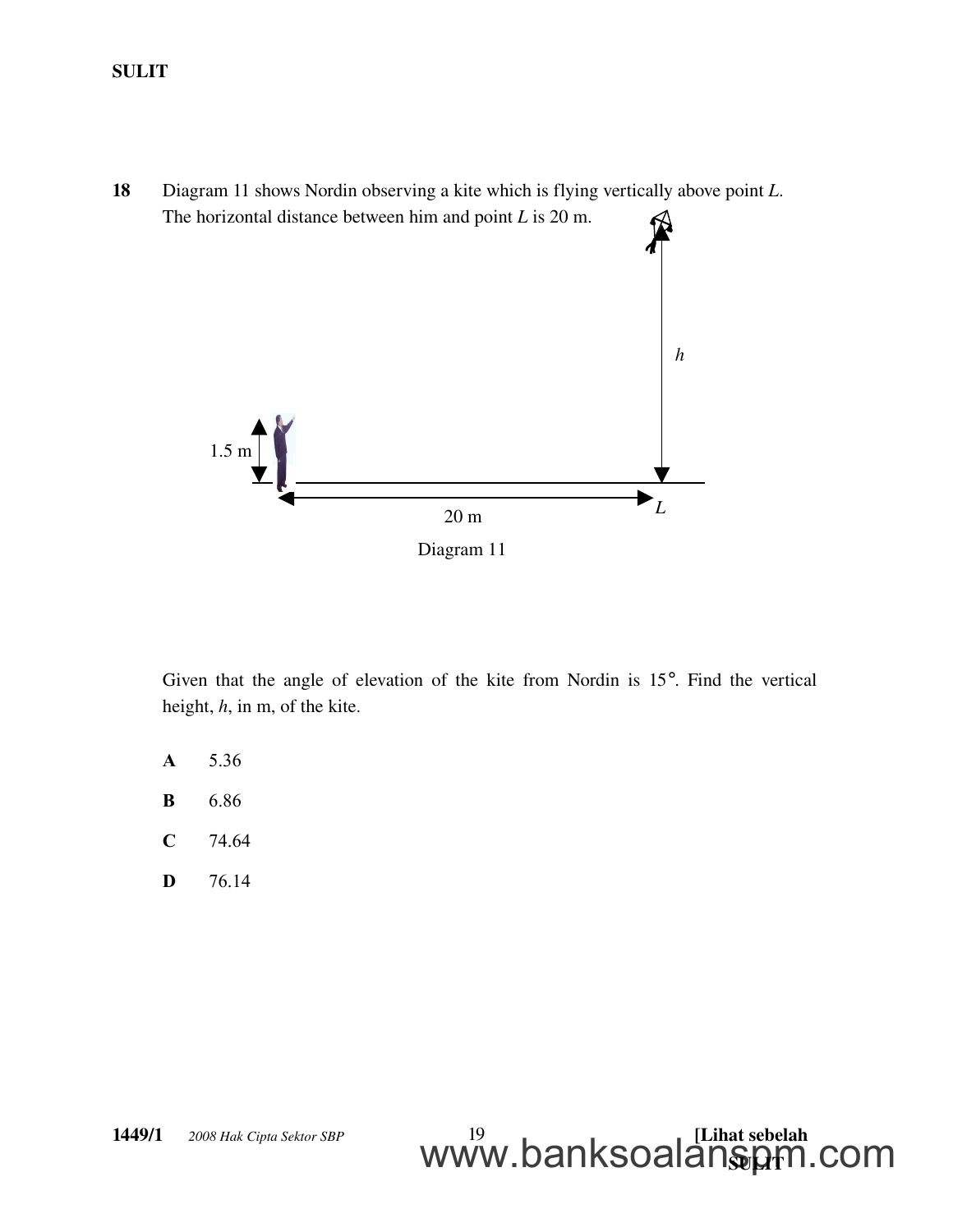**18** Diagram 11 shows Nordin observing a kite which is flying vertically above point *L*. The horizontal distance between him and point *L* is 20 m.

Diagram 11

Given that the angle of elevation of the kite from Nordin is 15°. Find the vertical height, $h$, in m, of the kite.

**A** 5.36

**B** 6.86

**C** 74.64

**D** 76.14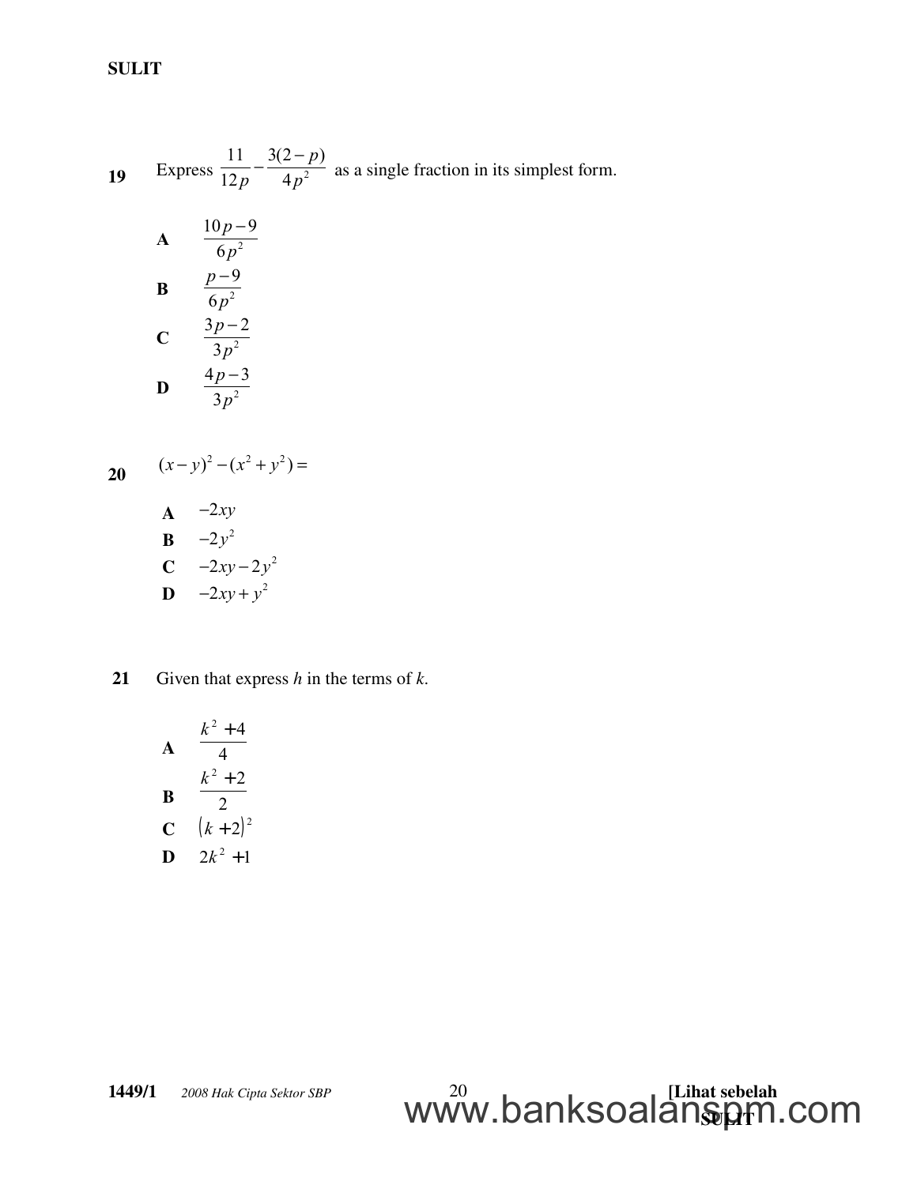**19** Express $\frac{11}{12p} - \frac{3(2-p)}{4p^2}$ as a single fraction in its simplest form.

**A** $\frac{10p-9}{6p^2}$

**B** $\frac{p-9}{6p^2}$

**C** $\frac{3p-2}{3p^2}$

**D** $\frac{4p-3}{3p^2}$

**20** $(x-y)^2 - (x^2+y^2) =$

**A** $-2xy$

**B** $-2y^2$

**C** $-2xy - 2y^2$

**D** $-2xy + y^2$

**21** Given that express *h* in the terms of *k*.

**A** $\frac{k^2+4}{4}$

**B** $\frac{k^2+2}{2}$

**C** $(k+2)^2$

**D** $2k^2+1$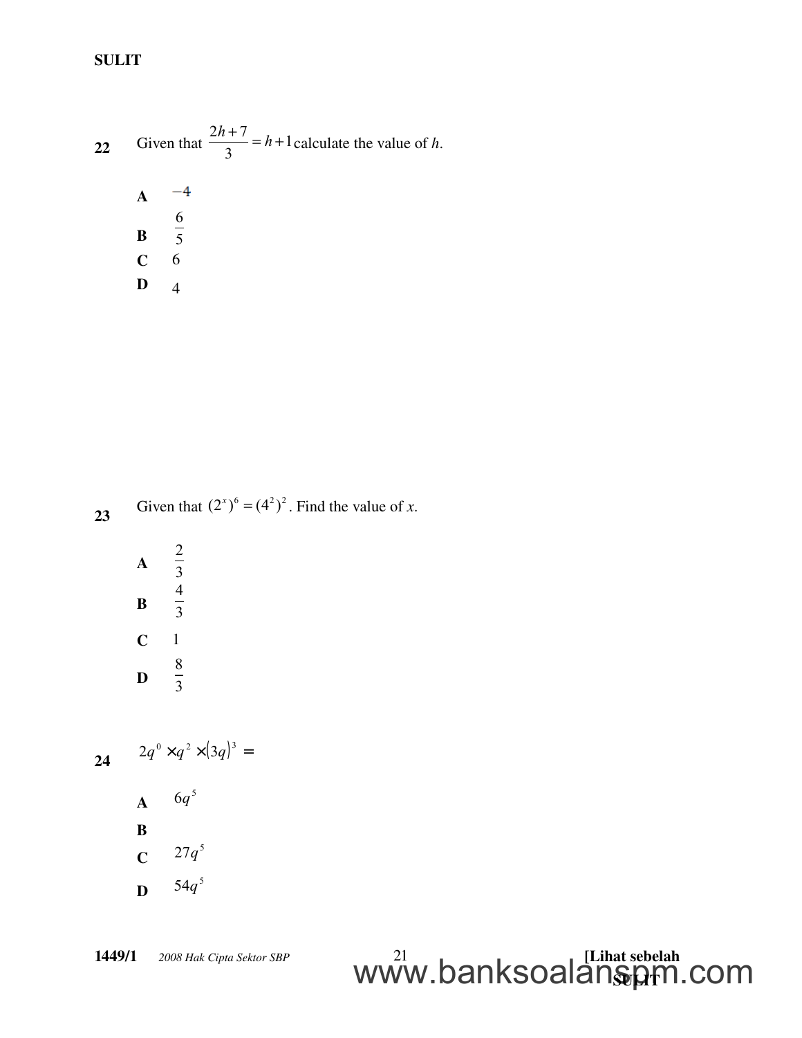**22** Given that $\frac{2h+7}{3} = h+1$ calculate the value of *h*.

**A** $-4$

**B** $\frac{6}{5}$

**C** 6

**D** 4

**23** Given that $(2^x)^6 = (4^2)^2$. Find the value of *x*.

**A** $\frac{2}{3}$

**B** $\frac{4}{3}$

**C** 1

**D** $\frac{8}{3}$

**24** $2q^0 \times q^2 \times (3q)^3 =$

**A** $6q^5$

**B**

**C** $27q^5$

**D** $54q^5$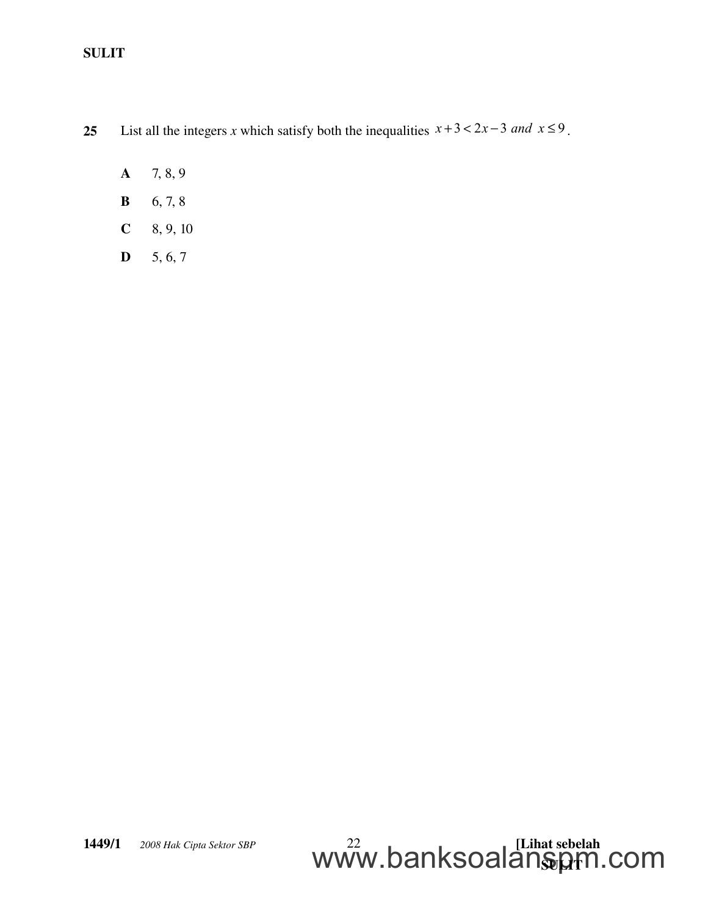**25** List all the integers $x$ which satisfy both the inequalities $x+3<2x-3$ *and* $x \leq 9$.

**A** 7, 8, 9

**B** 6, 7, 8

**C** 8, 9, 10

**D** 5, 6, 7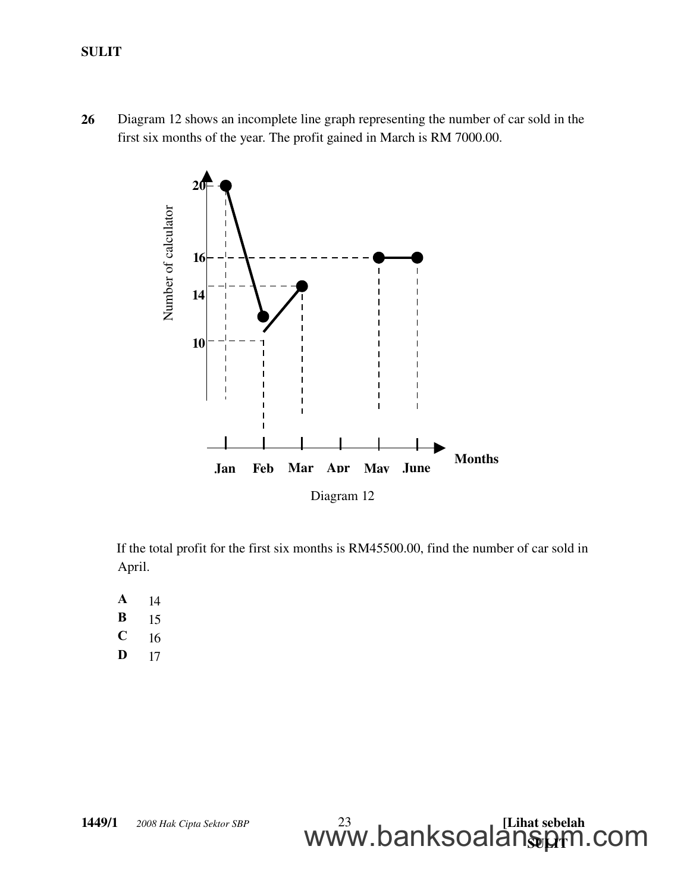**26** Diagram 12 shows an incomplete line graph representing the number of car sold in the first six months of the year. The profit gained in March is RM 7000.00.

Diagram 12

If the total profit for the first six months is RM45500.00, find the number of car sold in April.

**A** 14
**B** 15
**C** 16
**D** 17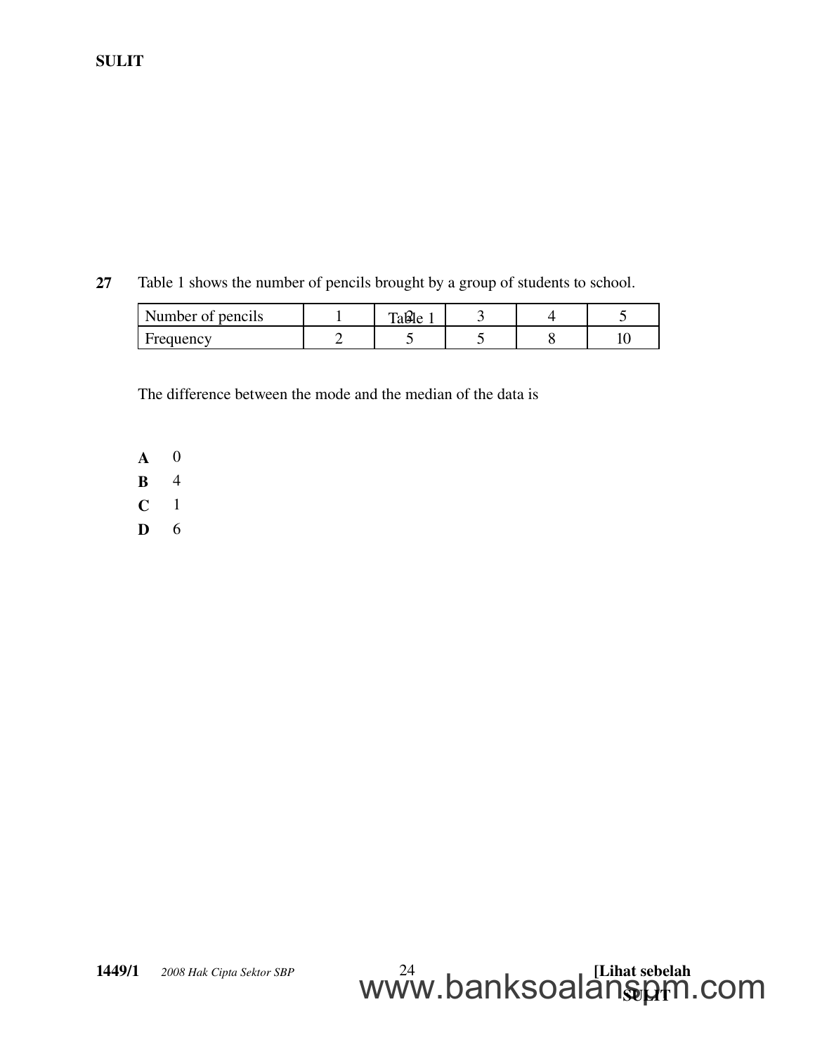**27** Table 1 shows the number of pencils brought by a group of students to school.

| Number of pencils | 1 | 2 | 3 | 4 | 5 |
|---|---|---|---|---|---|
| Frequency | 2 | 5 | 5 | 8 | 10 |

Table 1

The difference between the mode and the median of the data is

**A** 0
**B** 4
**C** 1
**D** 6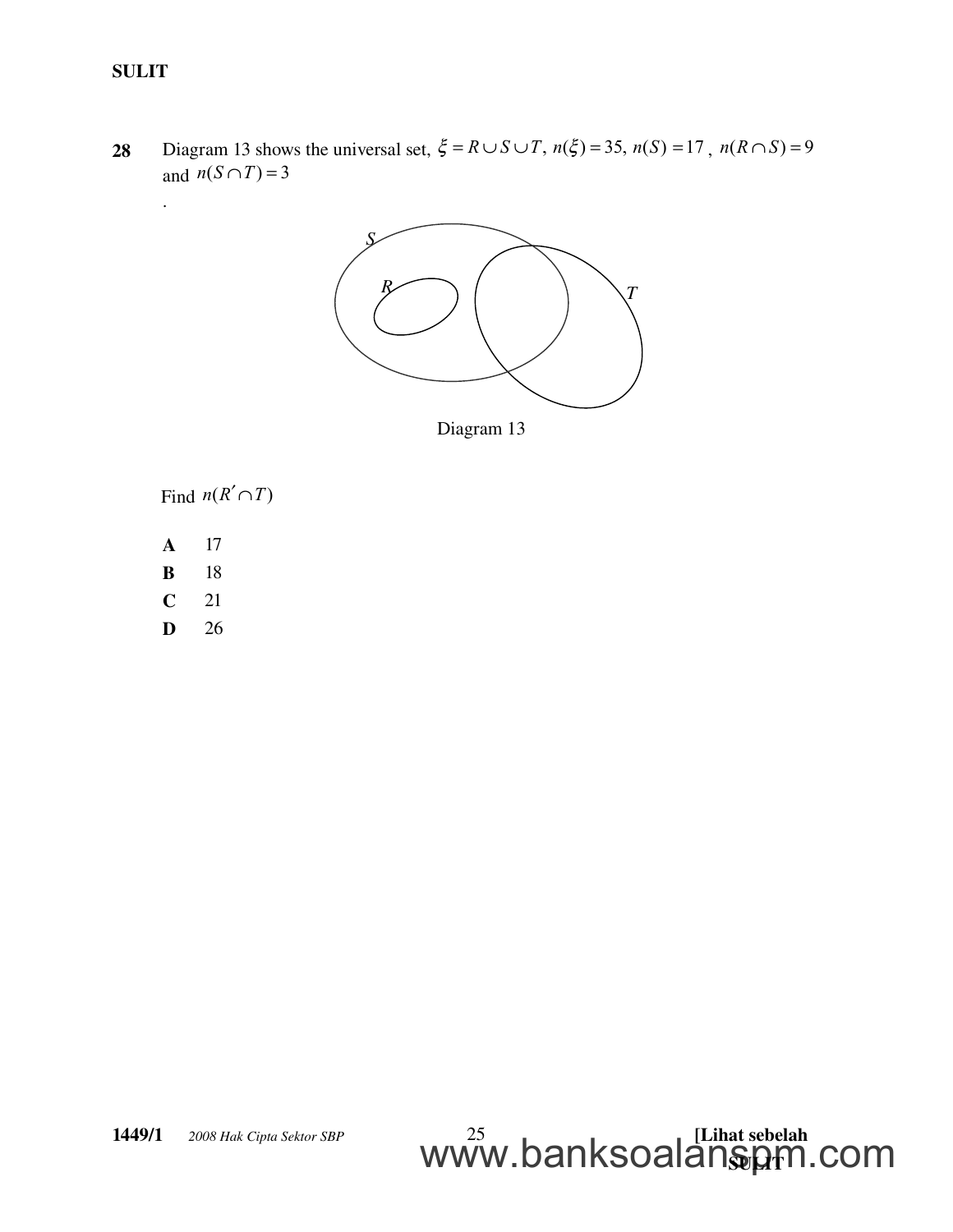**28** Diagram 13 shows the universal set, $\xi = R \cup S \cup T$, $n(\xi) = 35$, $n(S) = 17$, $n(R \cap S) = 9$ and $n(S \cap T) = 3$

.

Diagram 13

Find $n(R' \cap T)$

**A** 17

**B** 18

**C** 21

**D** 26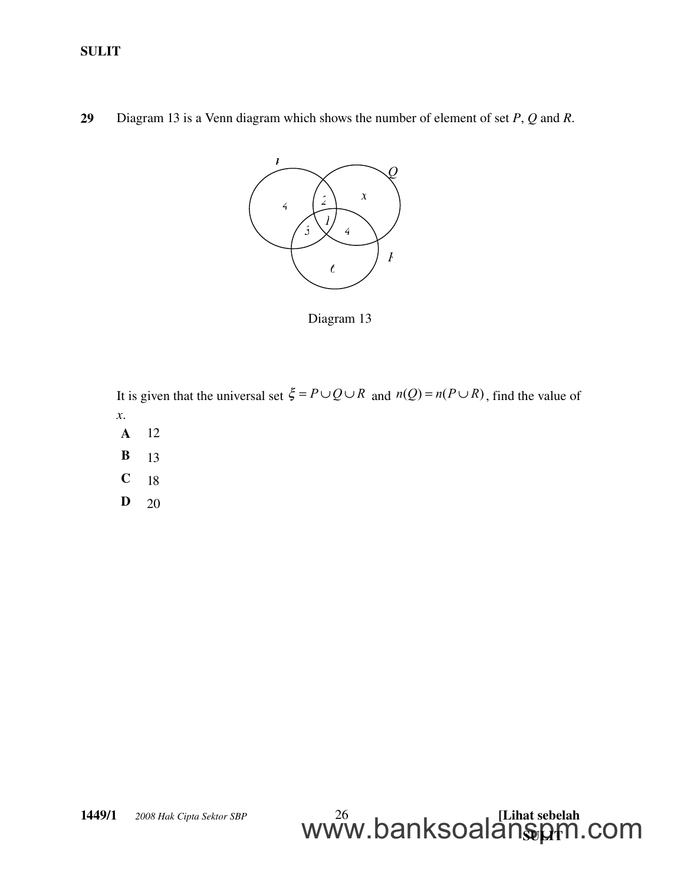**29** Diagram 13 is a Venn diagram which shows the number of element of set $P$, $Q$ and $R$.

Diagram 13

It is given that the universal set $\xi = P \cup Q \cup R$ and $n(Q) = n(P \cup R)$, find the value of $x$.

**A** 12

**B** 13

**C** 18

**D** 20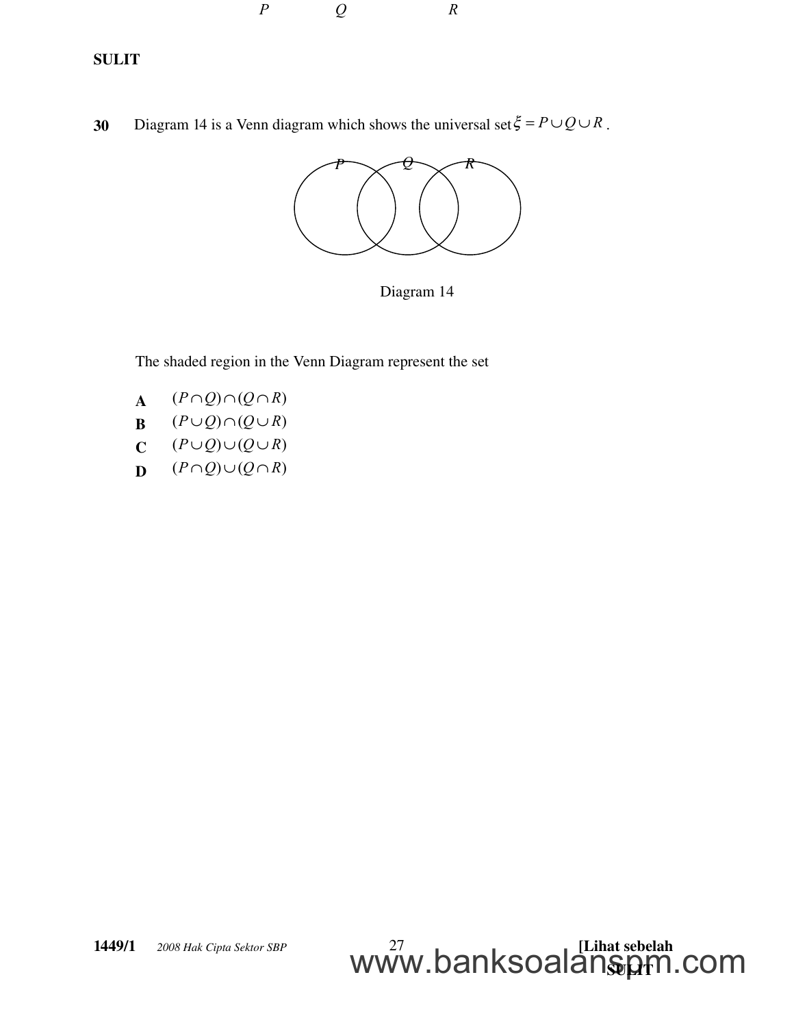**30** Diagram 14 is a Venn diagram which shows the universal set $\xi = P \cup Q \cup R$.

P Q R

Diagram 14

The shaded region in the Venn Diagram represent the set

**A** $(P \cap Q) \cap (Q \cap R)$

**B** $(P \cup Q) \cap (Q \cup R)$

**C** $(P \cup Q) \cup (Q \cup R)$

**D** $(P \cap Q) \cup (Q \cap R)$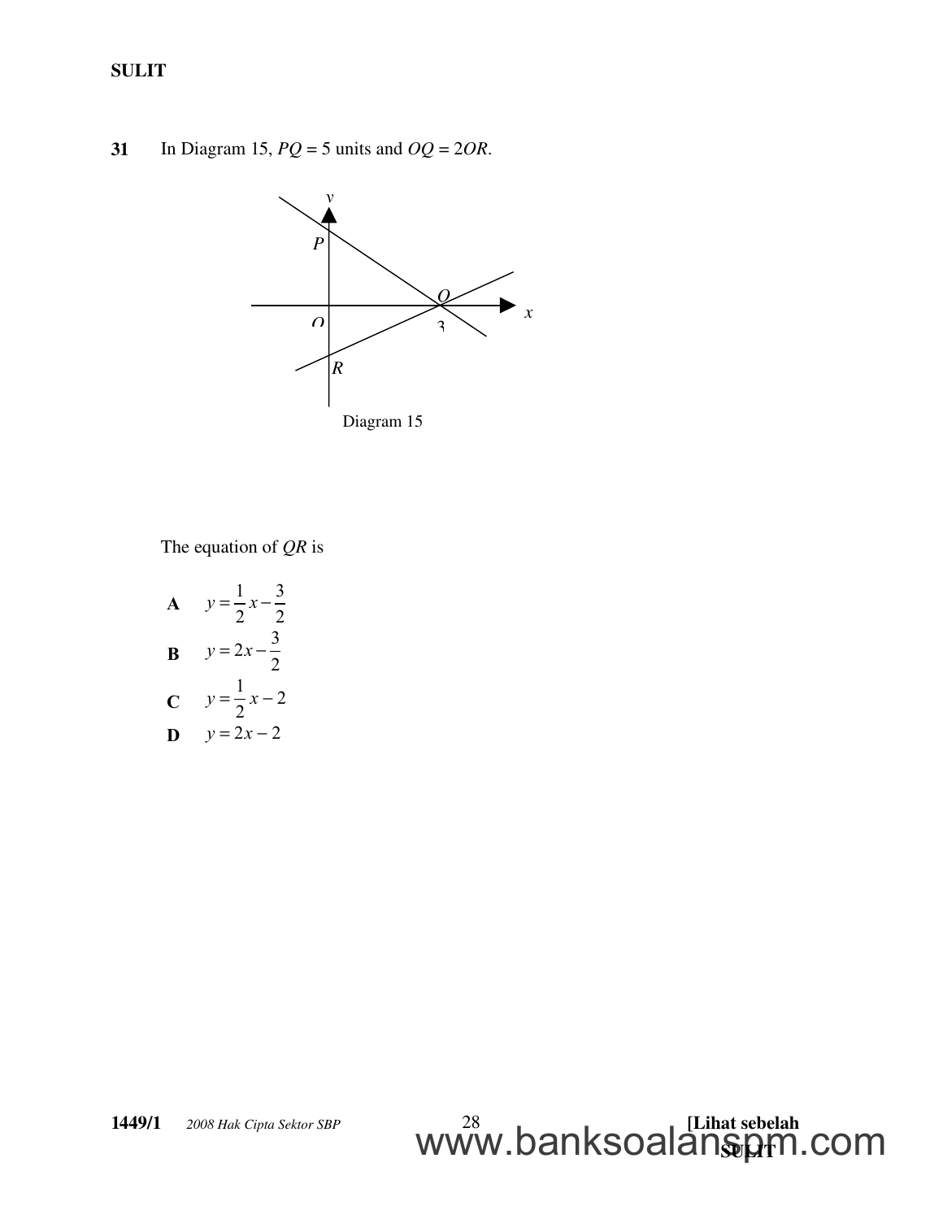**31** In Diagram 15, $PQ = 5$ units and $OQ = 2OR$.

Diagram 15

The equation of $QR$ is

**A** $y = \frac{1}{2}x - \frac{3}{2}$

**B** $y = 2x - \frac{3}{2}$

**C** $y = \frac{1}{2}x - 2$

**D** $y = 2x - 2$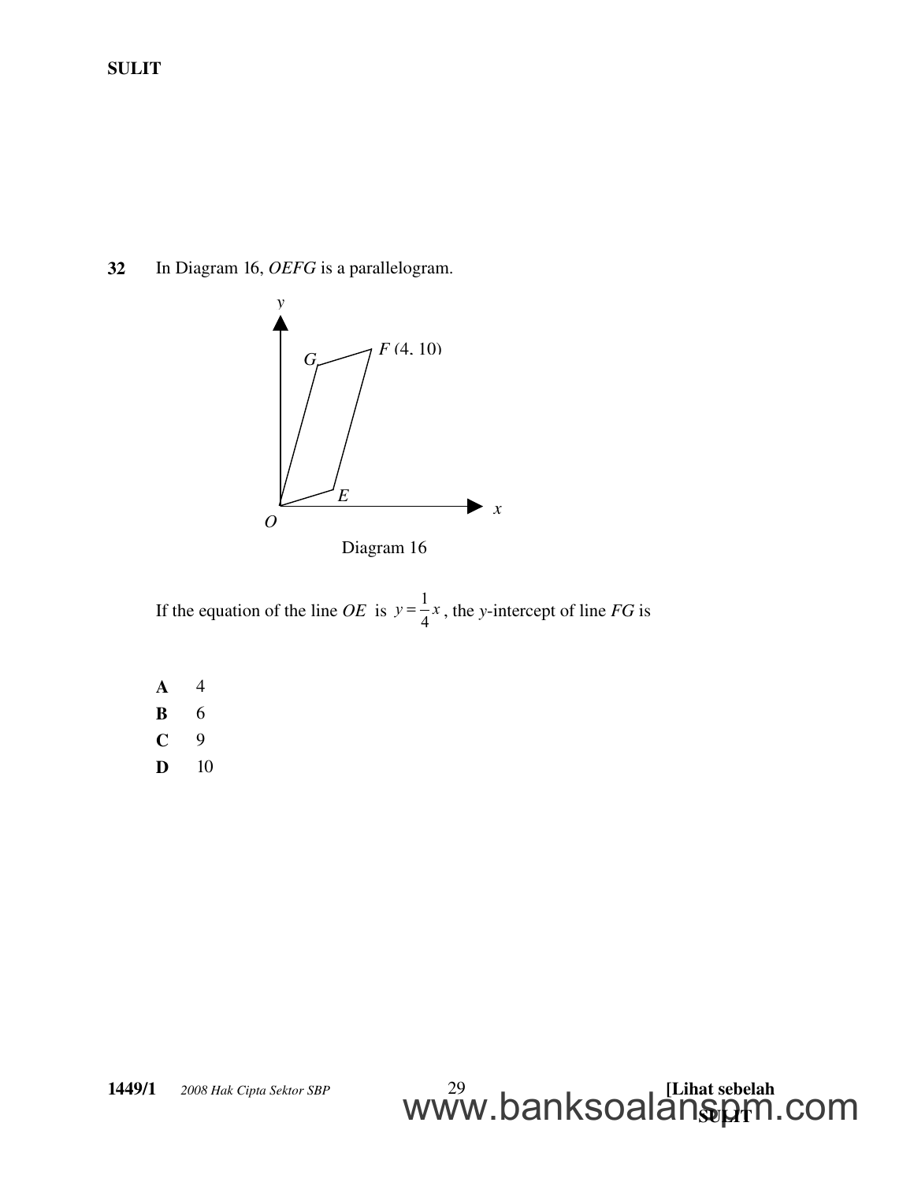**32** In Diagram 16, *OEFG* is a parallelogram.

Diagram 16

If the equation of the line *OE* is $y = \frac{1}{4}x$, the *y*-intercept of line *FG* is

**A** 4

**B** 6

**C** 9

**D** 10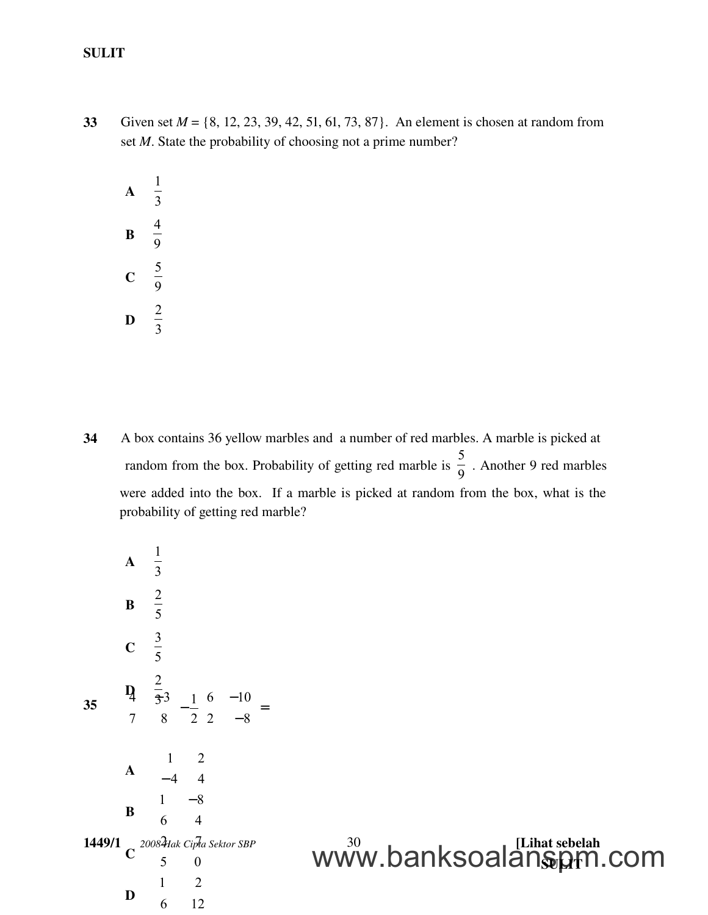**33** Given set $M = \{8, 12, 23, 39, 42, 51, 61, 73, 87\}$. An element is chosen at random from set $M$. State the probability of choosing not a prime number?

**A** $\frac{1}{3}$

**B** $\frac{4}{9}$

**C** $\frac{5}{9}$

**D** $\frac{2}{3}$

**34** A box contains 36 yellow marbles and a number of red marbles. A marble is picked at random from the box. Probability of getting red marble is $\frac{5}{9}$. Another 9 red marbles were added into the box. If a marble is picked at random from the box, what is the probability of getting red marble?

**A** $\frac{1}{3}$

**B** $\frac{2}{5}$

**C** $\frac{3}{5}$

**D** $\frac{2}{3}$

**35** $\begin{pmatrix} 4 & -3 \\ 7 & 8 \end{pmatrix} - \frac{1}{2}\begin{pmatrix} 6 & -10 \\ 2 & -8 \end{pmatrix} =$

**A** $\begin{pmatrix} 1 & 2 \\ -4 & 4 \end{pmatrix}$

**B** $\begin{pmatrix} 1 & -8 \\ 6 & 4 \end{pmatrix}$

**C** $\begin{pmatrix} 2 & 7 \\ 5 & 0 \end{pmatrix}$

**D** $\begin{pmatrix} 1 & 2 \\ 6 & 12 \end{pmatrix}$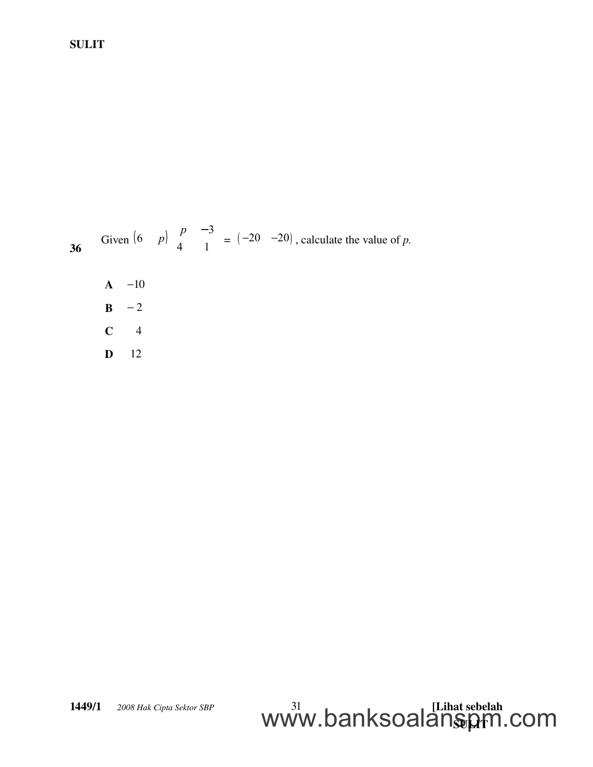**36** Given $\begin{pmatrix} 6 & p \end{pmatrix} \begin{pmatrix} p & -3 \\ 4 & 1 \end{pmatrix} = \begin{pmatrix} -20 & -20 \end{pmatrix}$, calculate the value of *p*.

**A** $-10$

**B** $-2$

**C** $4$

**D** $12$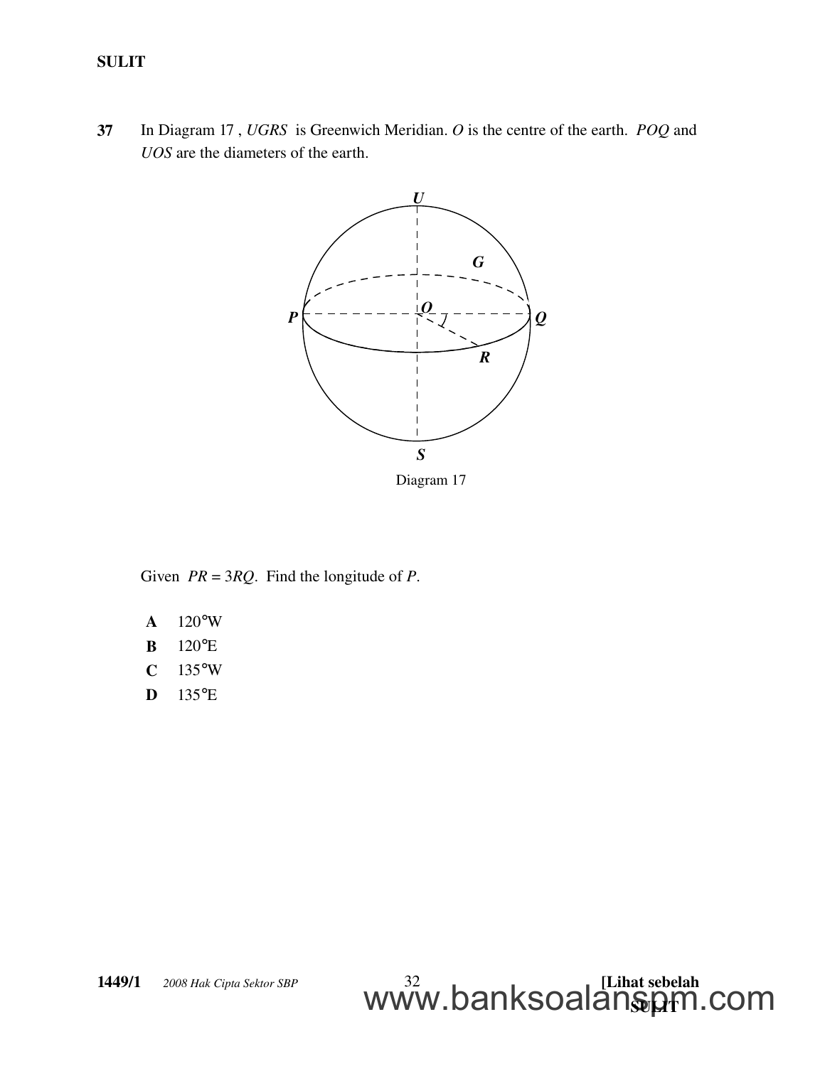**37** In Diagram 17 , *UGRS* is Greenwich Meridian. *O* is the centre of the earth. *POQ* and *UOS* are the diameters of the earth.

Diagram 17

Given $PR = 3RQ$. Find the longitude of $P$.

**A** 120°W

**B** 120°E

**C** 135°W

**D** 135°E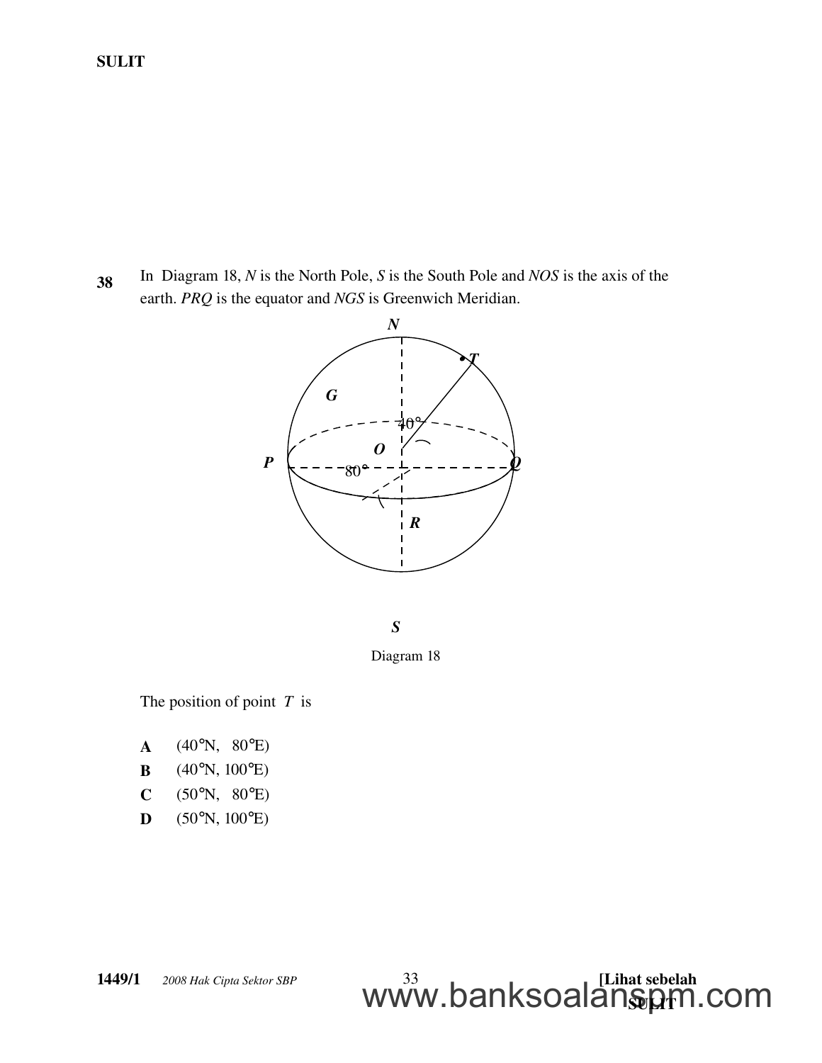**38** In Diagram 18, *N* is the North Pole, *S* is the South Pole and *NOS* is the axis of the earth. *PRQ* is the equator and *NGS* is Greenwich Meridian.

Diagram 18

The position of point *T* is

**A** (40°N, 80°E)

**B** (40°N, 100°E)

**C** (50°N, 80°E)

**D** (50°N, 100°E)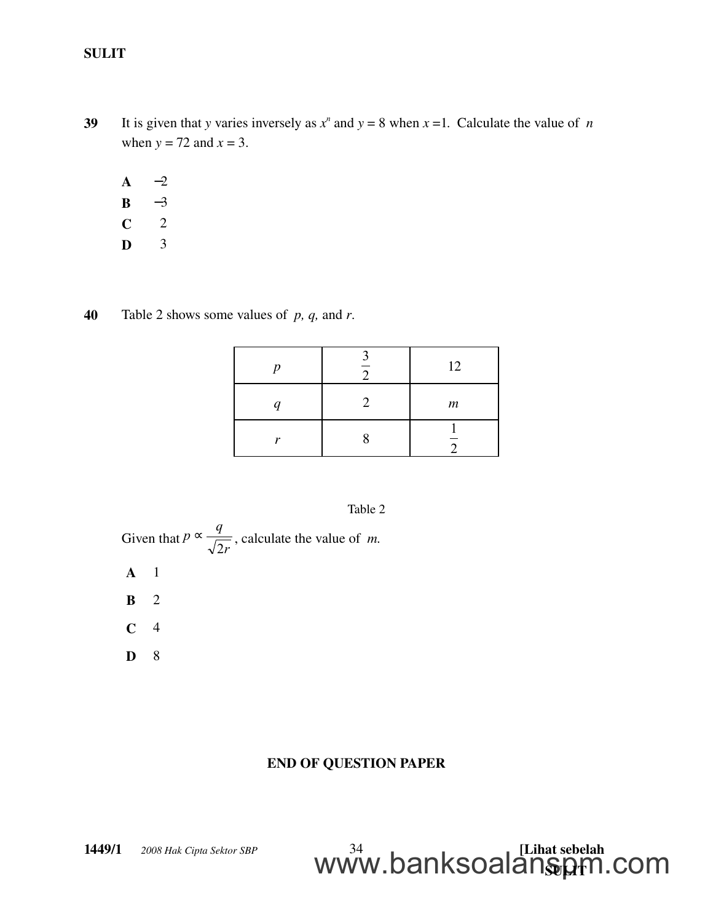**39** It is given that $y$ varies inversely as $x^n$ and $y = 8$ when $x = 1$. Calculate the value of $n$ when $y = 72$ and $x = 3$.

**A** $-2$

**B** $-3$

**C** $2$

**D** $3$

**40** Table 2 shows some values of $p$, $q$, and $r$.

| $p$ | $\frac{3}{2}$ | $12$ |
|---|---|---|
| $q$ | $2$ | $m$ |
| $r$ | $8$ | $\frac{1}{2}$ |

Table 2

Given that $p \propto \frac{q}{\sqrt{2r}}$, calculate the value of $m$.

**A** 1

**B** 2

**C** 4

**D** 8

**END OF QUESTION PAPER**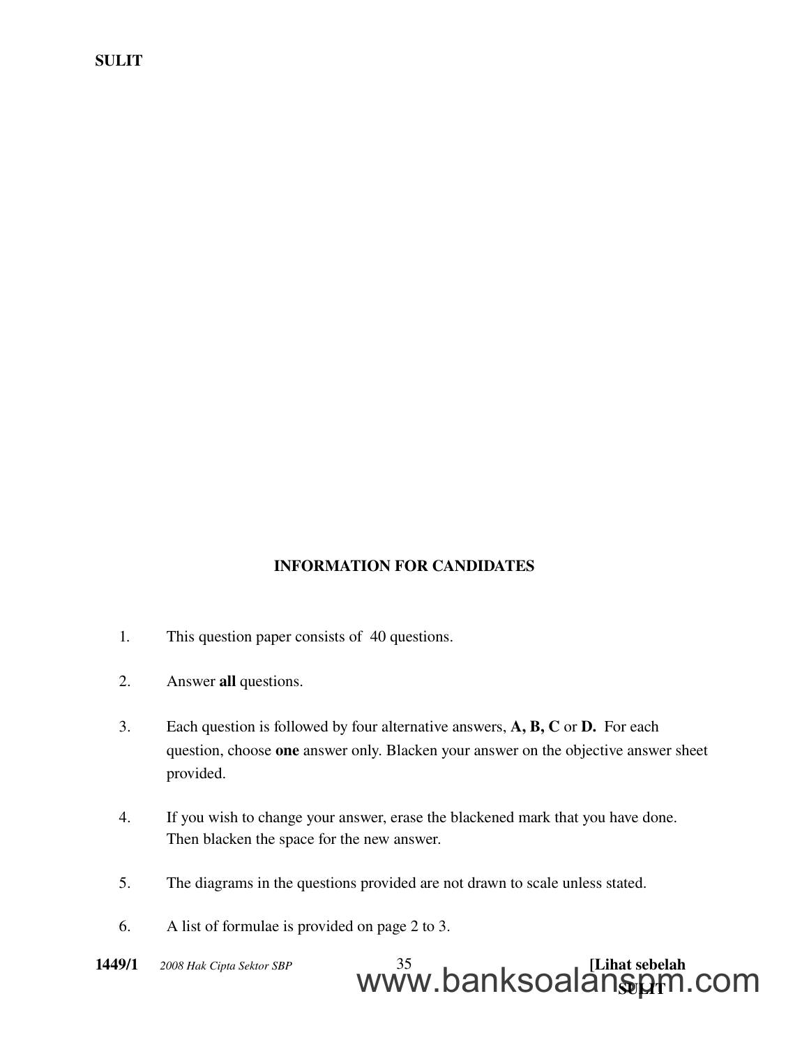## INFORMATION FOR CANDIDATES

1. This question paper consists of 40 questions.
2. Answer **all** questions.
3. Each question is followed by four alternative answers, **A, B, C** or **D.** For each question, choose **one** answer only. Blacken your answer on the objective answer sheet provided.
4. If you wish to change your answer, erase the blackened mark that you have done. Then blacken the space for the new answer.
5. The diagrams in the questions provided are not drawn to scale unless stated.
6. A list of formulae is provided on page 2 to 3.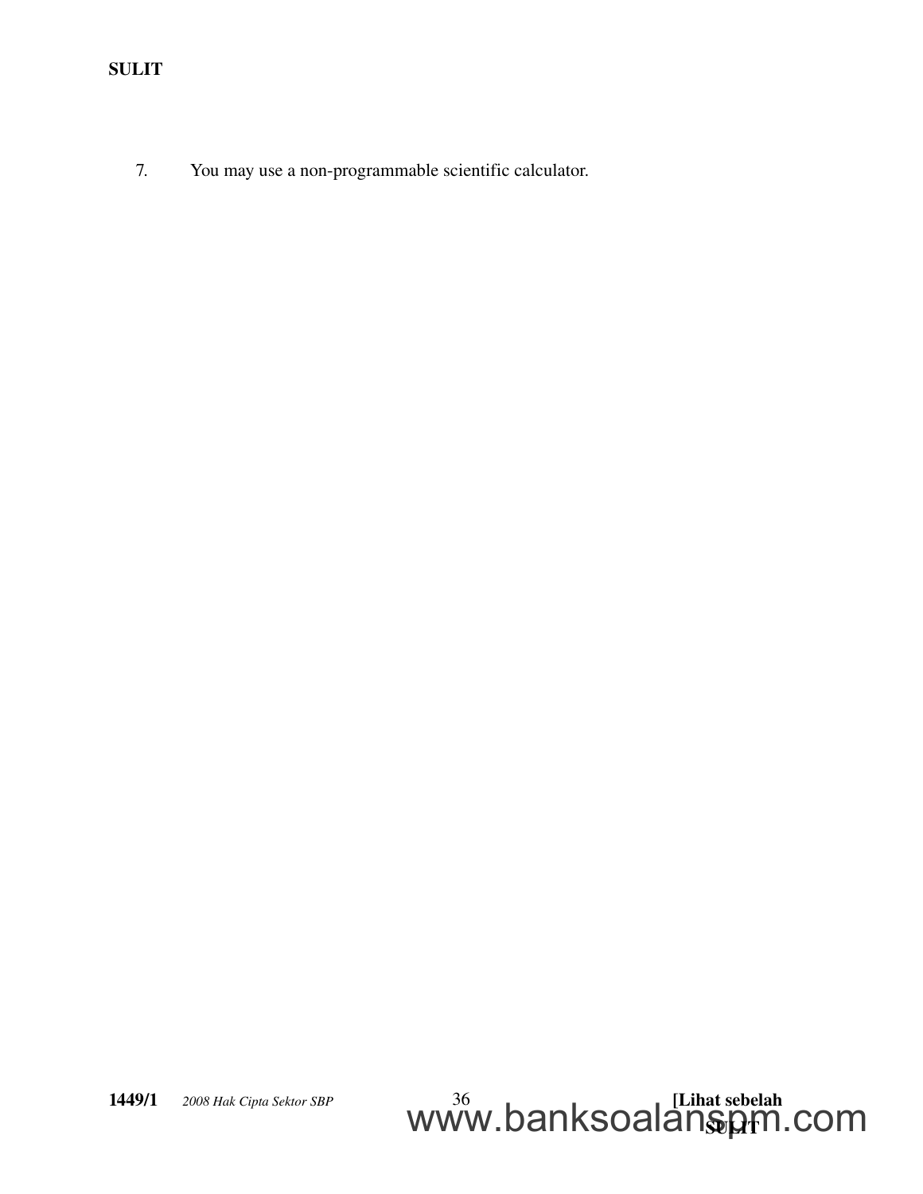7. You may use a non-programmable scientific calculator.